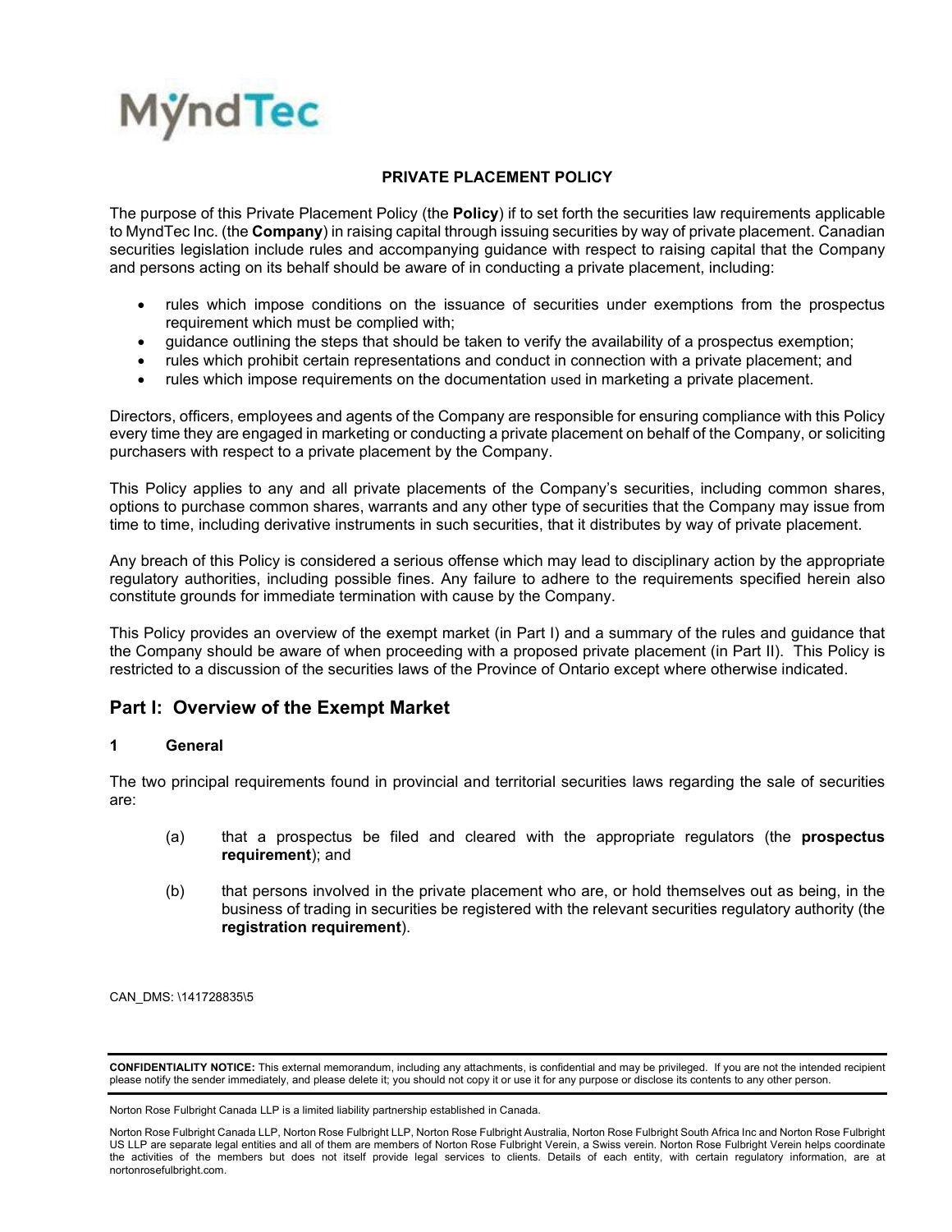MyndTec

**PRIVATE PLACEMENT POLICY**

The purpose of this Private Placement Policy (the **Policy**) if to set forth the securities law requirements applicable to MyndTec Inc. (the **Company**) in raising capital through issuing securities by way of private placement. Canadian securities legislation include rules and accompanying guidance with respect to raising capital that the Company and persons acting on its behalf should be aware of in conducting a private placement, including:

- rules which impose conditions on the issuance of securities under exemptions from the prospectus requirement which must be complied with;
- guidance outlining the steps that should be taken to verify the availability of a prospectus exemption;
- rules which prohibit certain representations and conduct in connection with a private placement; and
- rules which impose requirements on the documentation used in marketing a private placement.

Directors, officers, employees and agents of the Company are responsible for ensuring compliance with this Policy every time they are engaged in marketing or conducting a private placement on behalf of the Company, or soliciting purchasers with respect to a private placement by the Company.

This Policy applies to any and all private placements of the Company's securities, including common shares, options to purchase common shares, warrants and any other type of securities that the Company may issue from time to time, including derivative instruments in such securities, that it distributes by way of private placement.

Any breach of this Policy is considered a serious offense which may lead to disciplinary action by the appropriate regulatory authorities, including possible fines. Any failure to adhere to the requirements specified herein also constitute grounds for immediate termination with cause by the Company.

This Policy provides an overview of the exempt market (in Part I) and a summary of the rules and guidance that the Company should be aware of when proceeding with a proposed private placement (in Part II). This Policy is restricted to a discussion of the securities laws of the Province of Ontario except where otherwise indicated.

## Part I: Overview of the Exempt Market

### 1 General

The two principal requirements found in provincial and territorial securities laws regarding the sale of securities are:

(a) that a prospectus be filed and cleared with the appropriate regulators (the **prospectus requirement**); and

(b) that persons involved in the private placement who are, or hold themselves out as being, in the business of trading in securities be registered with the relevant securities regulatory authority (the **registration requirement**).

CAN_DMS: \141728835\5

**CONFIDENTIALITY NOTICE:** This external memorandum, including any attachments, is confidential and may be privileged. If you are not the intended recipient please notify the sender immediately, and please delete it; you should not copy it or use it for any purpose or disclose its contents to any other person.

Norton Rose Fulbright Canada LLP is a limited liability partnership established in Canada.

Norton Rose Fulbright Canada LLP, Norton Rose Fulbright LLP, Norton Rose Fulbright Australia, Norton Rose Fulbright South Africa Inc and Norton Rose Fulbright US LLP are separate legal entities and all of them are members of Norton Rose Fulbright Verein, a Swiss verein. Norton Rose Fulbright Verein helps coordinate the activities of the members but does not itself provide legal services to clients. Details of each entity, with certain regulatory information, are at nortonrosefulbright.com.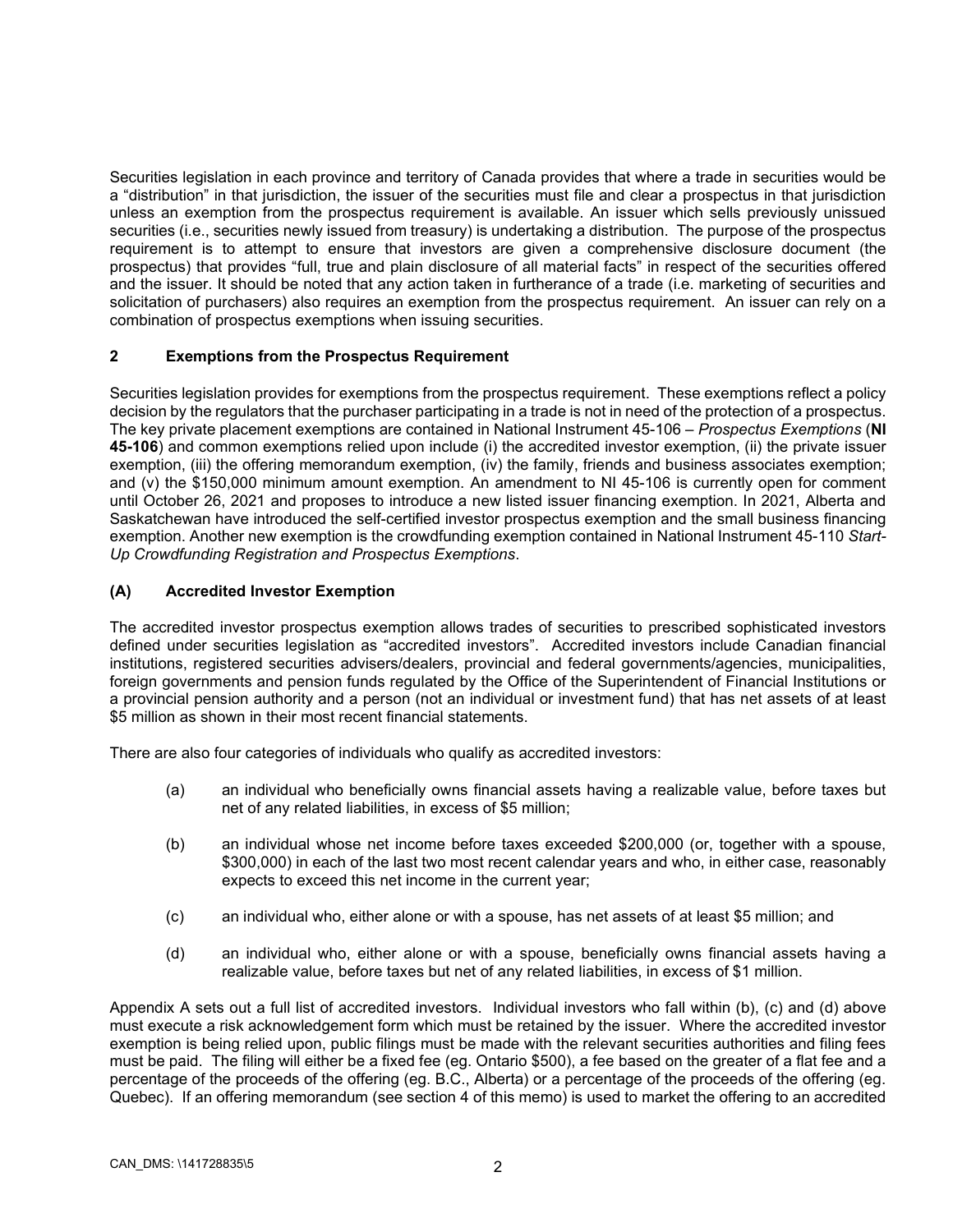Securities legislation in each province and territory of Canada provides that where a trade in securities would be a "distribution" in that jurisdiction, the issuer of the securities must file and clear a prospectus in that jurisdiction unless an exemption from the prospectus requirement is available. An issuer which sells previously unissued securities (i.e., securities newly issued from treasury) is undertaking a distribution. The purpose of the prospectus requirement is to attempt to ensure that investors are given a comprehensive disclosure document (the prospectus) that provides "full, true and plain disclosure of all material facts" in respect of the securities offered and the issuer. It should be noted that any action taken in furtherance of a trade (i.e. marketing of securities and solicitation of purchasers) also requires an exemption from the prospectus requirement. An issuer can rely on a combination of prospectus exemptions when issuing securities.

## 2 Exemptions from the Prospectus Requirement

Securities legislation provides for exemptions from the prospectus requirement. These exemptions reflect a policy decision by the regulators that the purchaser participating in a trade is not in need of the protection of a prospectus. The key private placement exemptions are contained in National Instrument 45-106 – *Prospectus Exemptions* (**NI 45-106**) and common exemptions relied upon include (i) the accredited investor exemption, (ii) the private issuer exemption, (iii) the offering memorandum exemption, (iv) the family, friends and business associates exemption; and (v) the $150,000 minimum amount exemption. An amendment to NI 45-106 is currently open for comment until October 26, 2021 and proposes to introduce a new listed issuer financing exemption. In 2021, Alberta and Saskatchewan have introduced the self-certified investor prospectus exemption and the small business financing exemption. Another new exemption is the crowdfunding exemption contained in National Instrument 45-110 *Start-Up Crowdfunding Registration and Prospectus Exemptions*.

### (A) Accredited Investor Exemption

The accredited investor prospectus exemption allows trades of securities to prescribed sophisticated investors defined under securities legislation as "accredited investors". Accredited investors include Canadian financial institutions, registered securities advisers/dealers, provincial and federal governments/agencies, municipalities, foreign governments and pension funds regulated by the Office of the Superintendent of Financial Institutions or a provincial pension authority and a person (not an individual or investment fund) that has net assets of at least $5 million as shown in their most recent financial statements.

There are also four categories of individuals who qualify as accredited investors:

(a) an individual who beneficially owns financial assets having a realizable value, before taxes but net of any related liabilities, in excess of $5 million;

(b) an individual whose net income before taxes exceeded $200,000 (or, together with a spouse, $300,000) in each of the last two most recent calendar years and who, in either case, reasonably expects to exceed this net income in the current year;

(c) an individual who, either alone or with a spouse, has net assets of at least $5 million; and

(d) an individual who, either alone or with a spouse, beneficially owns financial assets having a realizable value, before taxes but net of any related liabilities, in excess of $1 million.

Appendix A sets out a full list of accredited investors. Individual investors who fall within (b), (c) and (d) above must execute a risk acknowledgement form which must be retained by the issuer. Where the accredited investor exemption is being relied upon, public filings must be made with the relevant securities authorities and filing fees must be paid. The filing will either be a fixed fee (eg. Ontario $500), a fee based on the greater of a flat fee and a percentage of the proceeds of the offering (eg. B.C., Alberta) or a percentage of the proceeds of the offering (eg. Quebec). If an offering memorandum (see section 4 of this memo) is used to market the offering to an accredited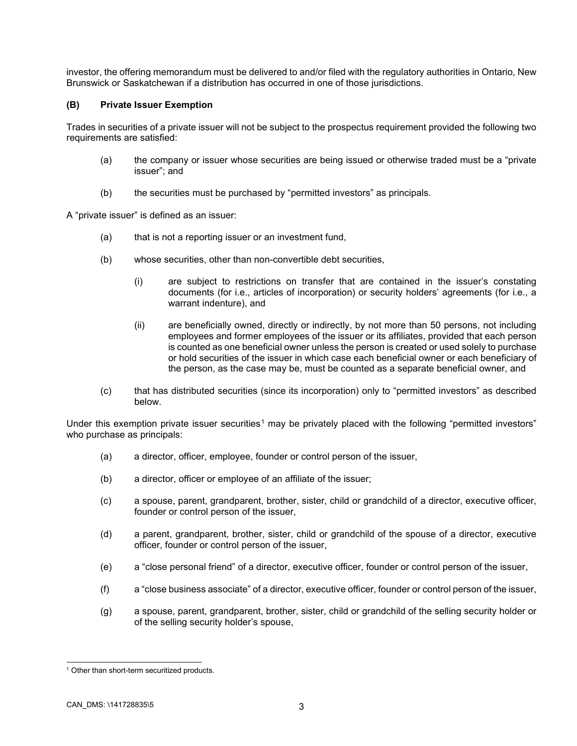investor, the offering memorandum must be delivered to and/or filed with the regulatory authorities in Ontario, New Brunswick or Saskatchewan if a distribution has occurred in one of those jurisdictions.

### (B) Private Issuer Exemption

Trades in securities of a private issuer will not be subject to the prospectus requirement provided the following two requirements are satisfied:

(a) the company or issuer whose securities are being issued or otherwise traded must be a "private issuer"; and

(b) the securities must be purchased by "permitted investors" as principals.

A "private issuer" is defined as an issuer:

(a) that is not a reporting issuer or an investment fund,

(b) whose securities, other than non-convertible debt securities,

  (i) are subject to restrictions on transfer that are contained in the issuer's constating documents (for i.e., articles of incorporation) or security holders' agreements (for i.e., a warrant indenture), and

  (ii) are beneficially owned, directly or indirectly, by not more than 50 persons, not including employees and former employees of the issuer or its affiliates, provided that each person is counted as one beneficial owner unless the person is created or used solely to purchase or hold securities of the issuer in which case each beneficial owner or each beneficiary of the person, as the case may be, must be counted as a separate beneficial owner, and

(c) that has distributed securities (since its incorporation) only to "permitted investors" as described below.

Under this exemption private issuer securities[1] may be privately placed with the following "permitted investors" who purchase as principals:

(a) a director, officer, employee, founder or control person of the issuer,

(b) a director, officer or employee of an affiliate of the issuer;

(c) a spouse, parent, grandparent, brother, sister, child or grandchild of a director, executive officer, founder or control person of the issuer,

(d) a parent, grandparent, brother, sister, child or grandchild of the spouse of a director, executive officer, founder or control person of the issuer,

(e) a "close personal friend" of a director, executive officer, founder or control person of the issuer,

(f) a "close business associate" of a director, executive officer, founder or control person of the issuer,

(g) a spouse, parent, grandparent, brother, sister, child or grandchild of the selling security holder or of the selling security holder's spouse,

[1] Other than short-term securitized products.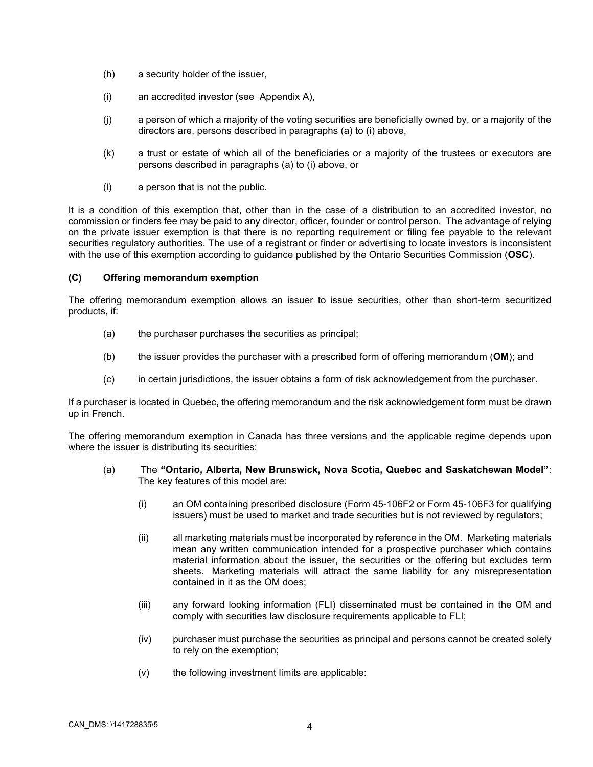(h) a security holder of the issuer,

(i) an accredited investor (see Appendix A),

(j) a person of which a majority of the voting securities are beneficially owned by, or a majority of the directors are, persons described in paragraphs (a) to (i) above,

(k) a trust or estate of which all of the beneficiaries or a majority of the trustees or executors are persons described in paragraphs (a) to (i) above, or

(l) a person that is not the public.

It is a condition of this exemption that, other than in the case of a distribution to an accredited investor, no commission or finders fee may be paid to any director, officer, founder or control person. The advantage of relying on the private issuer exemption is that there is no reporting requirement or filing fee payable to the relevant securities regulatory authorities. The use of a registrant or finder or advertising to locate investors is inconsistent with the use of this exemption according to guidance published by the Ontario Securities Commission (**OSC**).

### (C) Offering memorandum exemption

The offering memorandum exemption allows an issuer to issue securities, other than short-term securitized products, if:

(a) the purchaser purchases the securities as principal;

(b) the issuer provides the purchaser with a prescribed form of offering memorandum (**OM**); and

(c) in certain jurisdictions, the issuer obtains a form of risk acknowledgement from the purchaser.

If a purchaser is located in Quebec, the offering memorandum and the risk acknowledgement form must be drawn up in French.

The offering memorandum exemption in Canada has three versions and the applicable regime depends upon where the issuer is distributing its securities:

(a) The **"Ontario, Alberta, New Brunswick, Nova Scotia, Quebec and Saskatchewan Model"**: The key features of this model are:

   (i) an OM containing prescribed disclosure (Form 45-106F2 or Form 45-106F3 for qualifying issuers) must be used to market and trade securities but is not reviewed by regulators;

   (ii) all marketing materials must be incorporated by reference in the OM. Marketing materials mean any written communication intended for a prospective purchaser which contains material information about the issuer, the securities or the offering but excludes term sheets. Marketing materials will attract the same liability for any misrepresentation contained in it as the OM does;

   (iii) any forward looking information (FLI) disseminated must be contained in the OM and comply with securities law disclosure requirements applicable to FLI;

   (iv) purchaser must purchase the securities as principal and persons cannot be created solely to rely on the exemption;

   (v) the following investment limits are applicable: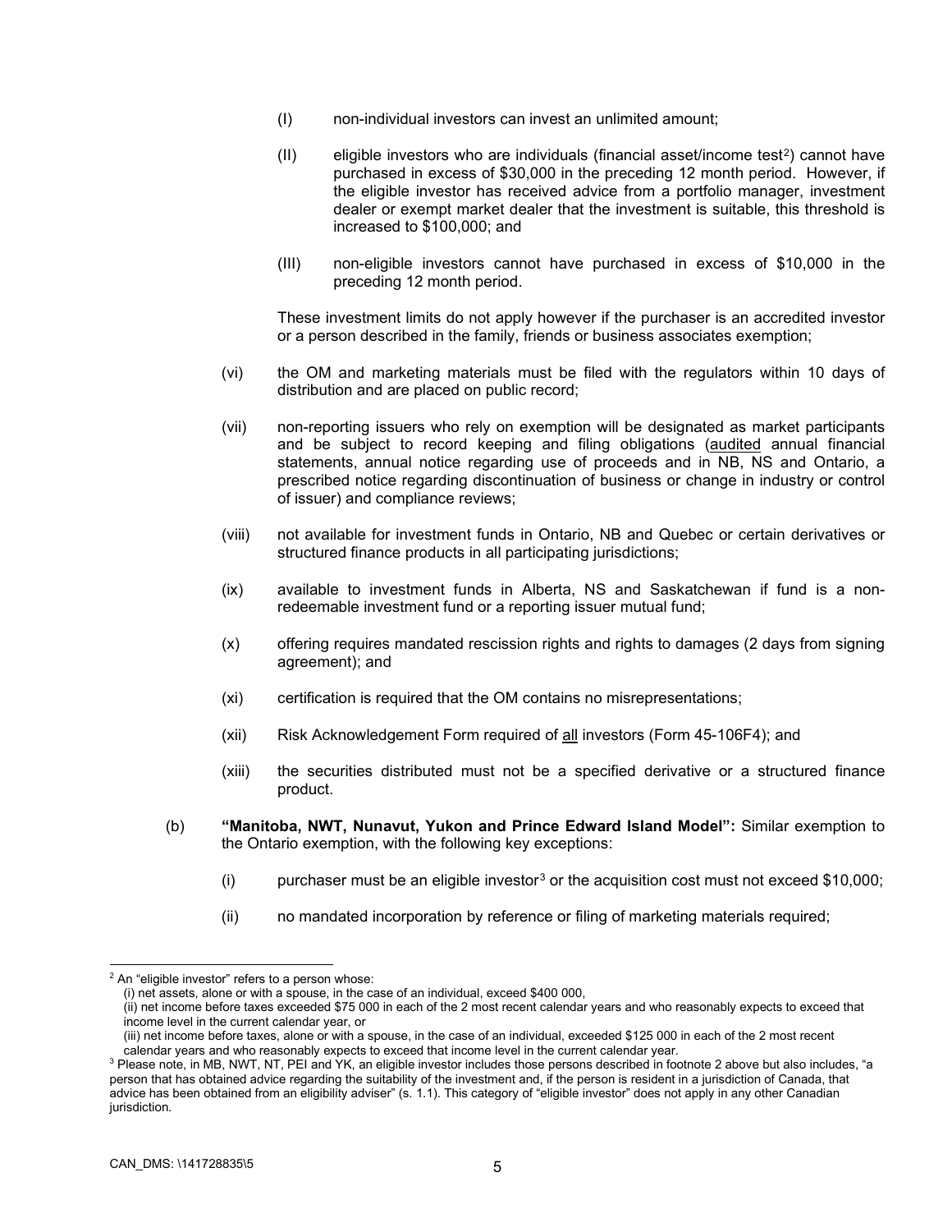(I) non-individual investors can invest an unlimited amount;

(II) eligible investors who are individuals (financial asset/income test[2]) cannot have purchased in excess of $30,000 in the preceding 12 month period. However, if the eligible investor has received advice from a portfolio manager, investment dealer or exempt market dealer that the investment is suitable, this threshold is increased to $100,000; and

(III) non-eligible investors cannot have purchased in excess of $10,000 in the preceding 12 month period.

These investment limits do not apply however if the purchaser is an accredited investor or a person described in the family, friends or business associates exemption;

(vi) the OM and marketing materials must be filed with the regulators within 10 days of distribution and are placed on public record;

(vii) non-reporting issuers who rely on exemption will be designated as market participants and be subject to record keeping and filing obligations (audited annual financial statements, annual notice regarding use of proceeds and in NB, NS and Ontario, a prescribed notice regarding discontinuation of business or change in industry or control of issuer) and compliance reviews;

(viii) not available for investment funds in Ontario, NB and Quebec or certain derivatives or structured finance products in all participating jurisdictions;

(ix) available to investment funds in Alberta, NS and Saskatchewan if fund is a non-redeemable investment fund or a reporting issuer mutual fund;

(x) offering requires mandated rescission rights and rights to damages (2 days from signing agreement); and

(xi) certification is required that the OM contains no misrepresentations;

(xii) Risk Acknowledgement Form required of all investors (Form 45-106F4); and

(xiii) the securities distributed must not be a specified derivative or a structured finance product.

(b) **"Manitoba, NWT, Nunavut, Yukon and Prince Edward Island Model":** Similar exemption to the Ontario exemption, with the following key exceptions:

(i) purchaser must be an eligible investor[3] or the acquisition cost must not exceed $10,000;

(ii) no mandated incorporation by reference or filing of marketing materials required;

---

[2] An "eligible investor" refers to a person whose:
(i) net assets, alone or with a spouse, in the case of an individual, exceed $400 000,
(ii) net income before taxes exceeded $75 000 in each of the 2 most recent calendar years and who reasonably expects to exceed that income level in the current calendar year, or
(iii) net income before taxes, alone or with a spouse, in the case of an individual, exceeded $125 000 in each of the 2 most recent calendar years and who reasonably expects to exceed that income level in the current calendar year.

[3] Please note, in MB, NWT, NT, PEI and YK, an eligible investor includes those persons described in footnote 2 above but also includes, "a person that has obtained advice regarding the suitability of the investment and, if the person is resident in a jurisdiction of Canada, that advice has been obtained from an eligibility adviser" (s. 1.1). This category of "eligible investor" does not apply in any other Canadian jurisdiction.

CAN_DMS: \141728835\5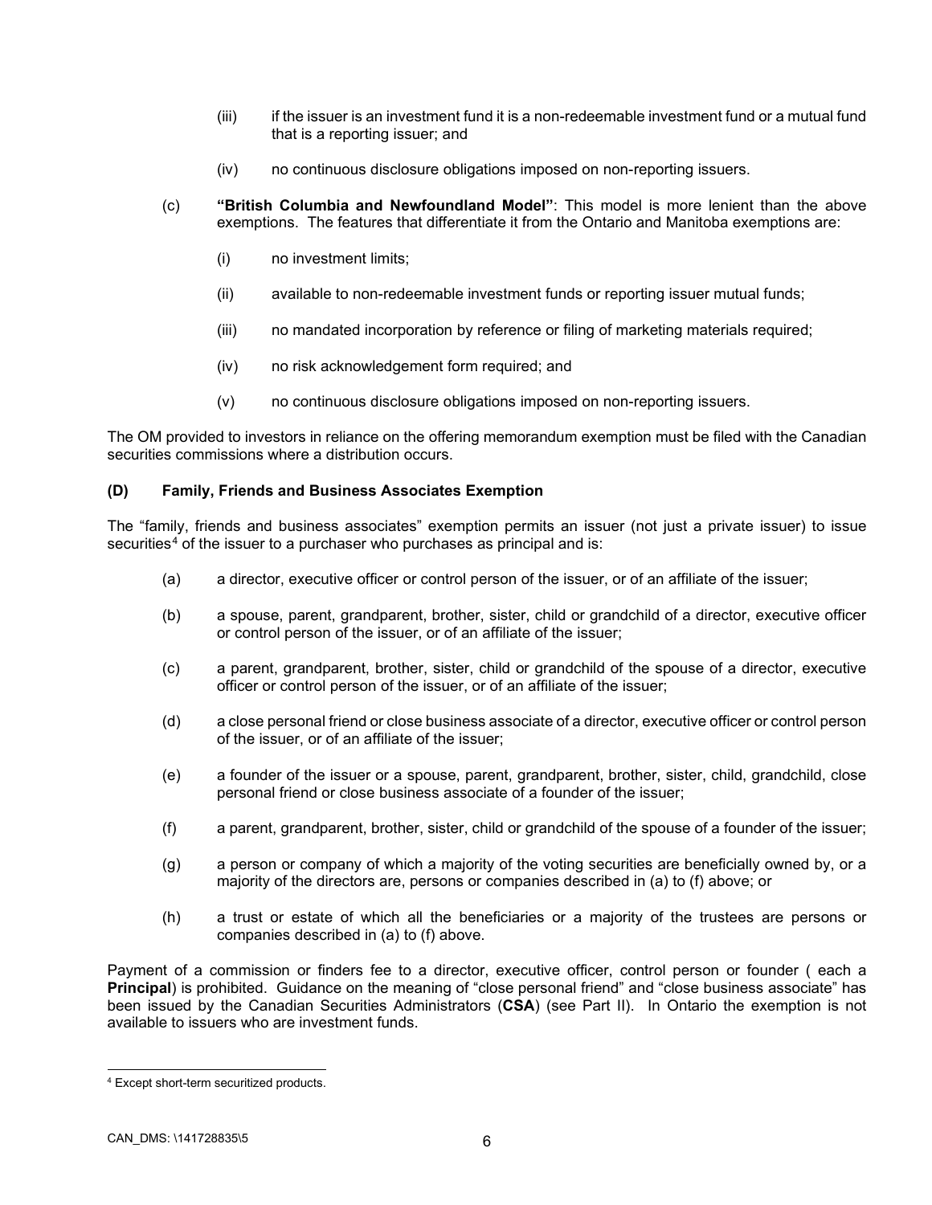(iii) if the issuer is an investment fund it is a non-redeemable investment fund or a mutual fund that is a reporting issuer; and

(iv) no continuous disclosure obligations imposed on non-reporting issuers.

(c) **"British Columbia and Newfoundland Model"**: This model is more lenient than the above exemptions. The features that differentiate it from the Ontario and Manitoba exemptions are:

(i) no investment limits;

(ii) available to non-redeemable investment funds or reporting issuer mutual funds;

(iii) no mandated incorporation by reference or filing of marketing materials required;

(iv) no risk acknowledgement form required; and

(v) no continuous disclosure obligations imposed on non-reporting issuers.

The OM provided to investors in reliance on the offering memorandum exemption must be filed with the Canadian securities commissions where a distribution occurs.

### (D) Family, Friends and Business Associates Exemption

The "family, friends and business associates" exemption permits an issuer (not just a private issuer) to issue securities[4] of the issuer to a purchaser who purchases as principal and is:

(a) a director, executive officer or control person of the issuer, or of an affiliate of the issuer;

(b) a spouse, parent, grandparent, brother, sister, child or grandchild of a director, executive officer or control person of the issuer, or of an affiliate of the issuer;

(c) a parent, grandparent, brother, sister, child or grandchild of the spouse of a director, executive officer or control person of the issuer, or of an affiliate of the issuer;

(d) a close personal friend or close business associate of a director, executive officer or control person of the issuer, or of an affiliate of the issuer;

(e) a founder of the issuer or a spouse, parent, grandparent, brother, sister, child, grandchild, close personal friend or close business associate of a founder of the issuer;

(f) a parent, grandparent, brother, sister, child or grandchild of the spouse of a founder of the issuer;

(g) a person or company of which a majority of the voting securities are beneficially owned by, or a majority of the directors are, persons or companies described in (a) to (f) above; or

(h) a trust or estate of which all the beneficiaries or a majority of the trustees are persons or companies described in (a) to (f) above.

Payment of a commission or finders fee to a director, executive officer, control person or founder ( each a **Principal**) is prohibited. Guidance on the meaning of "close personal friend" and "close business associate" has been issued by the Canadian Securities Administrators (**CSA**) (see Part II). In Ontario the exemption is not available to issuers who are investment funds.

[4] Except short-term securitized products.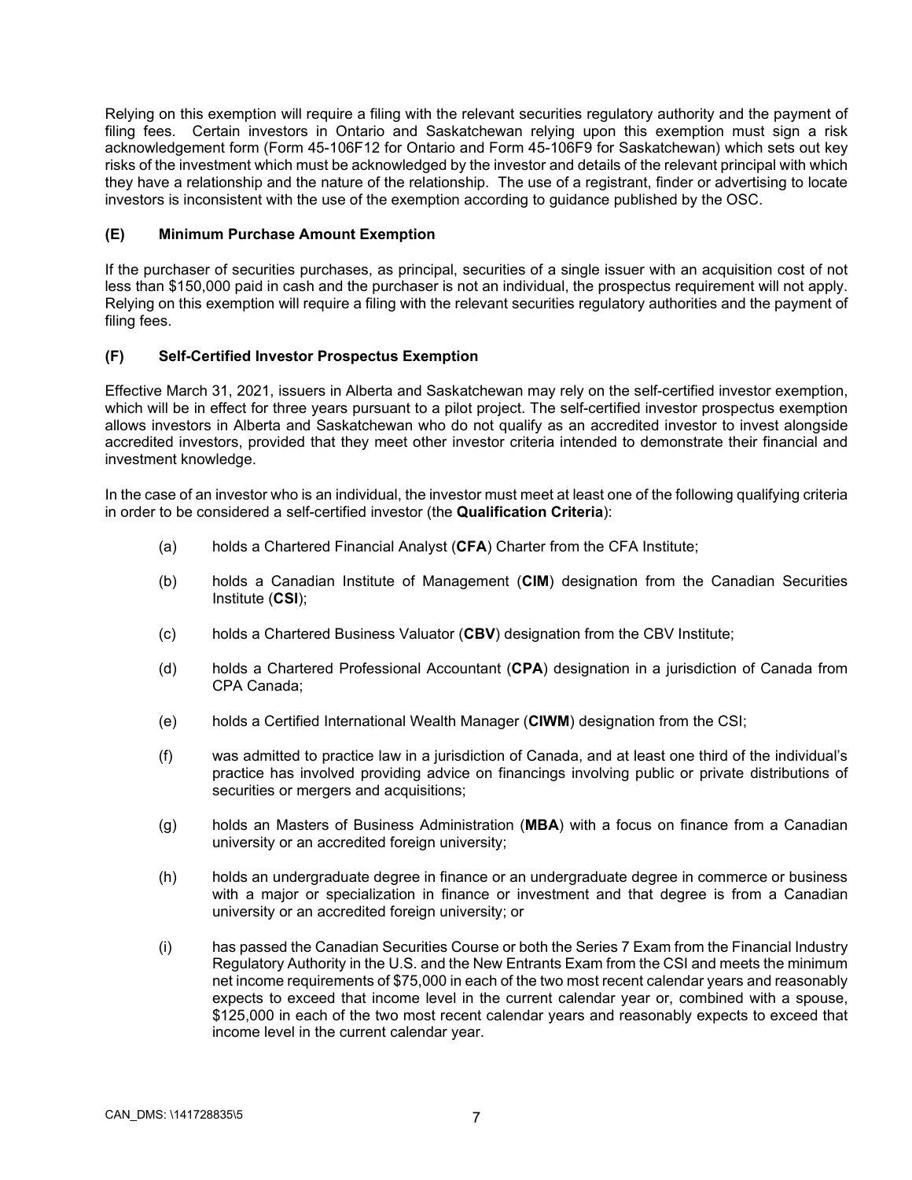Relying on this exemption will require a filing with the relevant securities regulatory authority and the payment of filing fees. Certain investors in Ontario and Saskatchewan relying upon this exemption must sign a risk acknowledgement form (Form 45-106F12 for Ontario and Form 45-106F9 for Saskatchewan) which sets out key risks of the investment which must be acknowledged by the investor and details of the relevant principal with which they have a relationship and the nature of the relationship. The use of a registrant, finder or advertising to locate investors is inconsistent with the use of the exemption according to guidance published by the OSC.

### (E) Minimum Purchase Amount Exemption

If the purchaser of securities purchases, as principal, securities of a single issuer with an acquisition cost of not less than $150,000 paid in cash and the purchaser is not an individual, the prospectus requirement will not apply. Relying on this exemption will require a filing with the relevant securities regulatory authorities and the payment of filing fees.

### (F) Self-Certified Investor Prospectus Exemption

Effective March 31, 2021, issuers in Alberta and Saskatchewan may rely on the self-certified investor exemption, which will be in effect for three years pursuant to a pilot project. The self-certified investor prospectus exemption allows investors in Alberta and Saskatchewan who do not qualify as an accredited investor to invest alongside accredited investors, provided that they meet other investor criteria intended to demonstrate their financial and investment knowledge.

In the case of an investor who is an individual, the investor must meet at least one of the following qualifying criteria in order to be considered a self-certified investor (the **Qualification Criteria**):

(a) holds a Chartered Financial Analyst (**CFA**) Charter from the CFA Institute;

(b) holds a Canadian Institute of Management (**CIM**) designation from the Canadian Securities Institute (**CSI**);

(c) holds a Chartered Business Valuator (**CBV**) designation from the CBV Institute;

(d) holds a Chartered Professional Accountant (**CPA**) designation in a jurisdiction of Canada from CPA Canada;

(e) holds a Certified International Wealth Manager (**CIWM**) designation from the CSI;

(f) was admitted to practice law in a jurisdiction of Canada, and at least one third of the individual's practice has involved providing advice on financings involving public or private distributions of securities or mergers and acquisitions;

(g) holds an Masters of Business Administration (**MBA**) with a focus on finance from a Canadian university or an accredited foreign university;

(h) holds an undergraduate degree in finance or an undergraduate degree in commerce or business with a major or specialization in finance or investment and that degree is from a Canadian university or an accredited foreign university; or

(i) has passed the Canadian Securities Course or both the Series 7 Exam from the Financial Industry Regulatory Authority in the U.S. and the New Entrants Exam from the CSI and meets the minimum net income requirements of $75,000 in each of the two most recent calendar years and reasonably expects to exceed that income level in the current calendar year or, combined with a spouse, $125,000 in each of the two most recent calendar years and reasonably expects to exceed that income level in the current calendar year.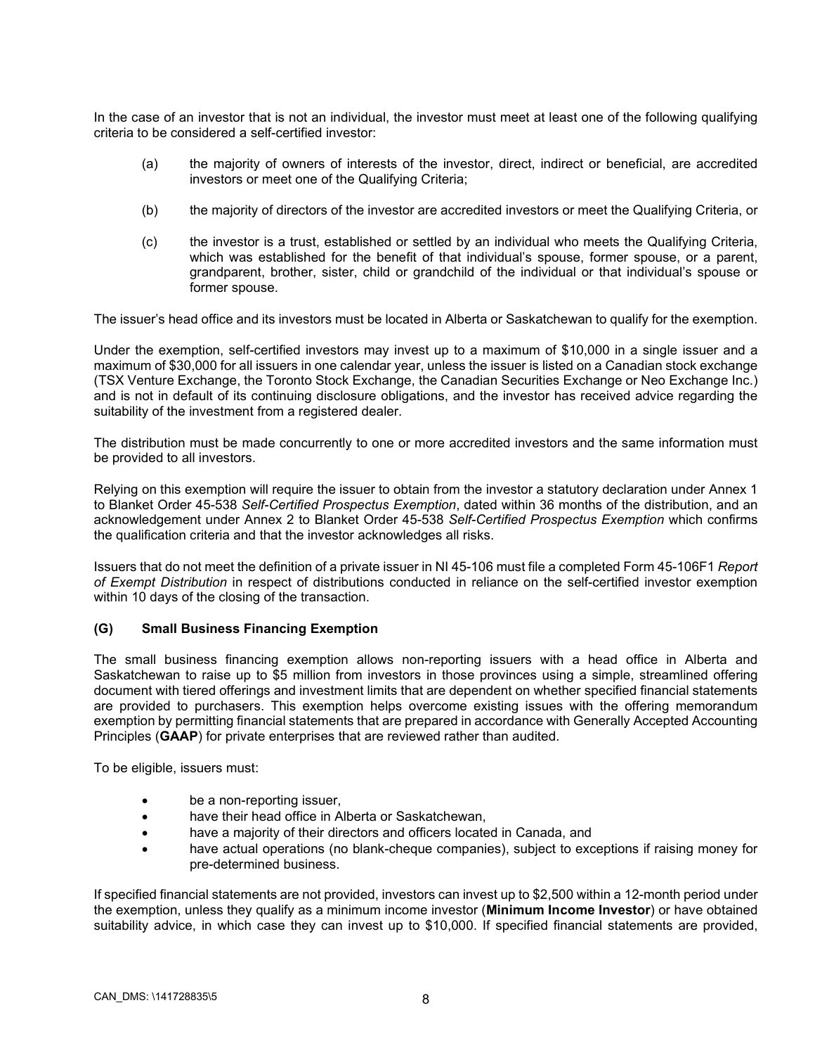In the case of an investor that is not an individual, the investor must meet at least one of the following qualifying criteria to be considered a self-certified investor:

(a) the majority of owners of interests of the investor, direct, indirect or beneficial, are accredited investors or meet one of the Qualifying Criteria;

(b) the majority of directors of the investor are accredited investors or meet the Qualifying Criteria, or

(c) the investor is a trust, established or settled by an individual who meets the Qualifying Criteria, which was established for the benefit of that individual's spouse, former spouse, or a parent, grandparent, brother, sister, child or grandchild of the individual or that individual's spouse or former spouse.

The issuer's head office and its investors must be located in Alberta or Saskatchewan to qualify for the exemption.

Under the exemption, self-certified investors may invest up to a maximum of $10,000 in a single issuer and a maximum of $30,000 for all issuers in one calendar year, unless the issuer is listed on a Canadian stock exchange (TSX Venture Exchange, the Toronto Stock Exchange, the Canadian Securities Exchange or Neo Exchange Inc.) and is not in default of its continuing disclosure obligations, and the investor has received advice regarding the suitability of the investment from a registered dealer.

The distribution must be made concurrently to one or more accredited investors and the same information must be provided to all investors.

Relying on this exemption will require the issuer to obtain from the investor a statutory declaration under Annex 1 to Blanket Order 45-538 *Self-Certified Prospectus Exemption*, dated within 36 months of the distribution, and an acknowledgement under Annex 2 to Blanket Order 45-538 *Self-Certified Prospectus Exemption* which confirms the qualification criteria and that the investor acknowledges all risks.

Issuers that do not meet the definition of a private issuer in NI 45-106 must file a completed Form 45-106F1 *Report of Exempt Distribution* in respect of distributions conducted in reliance on the self-certified investor exemption within 10 days of the closing of the transaction.

### (G) Small Business Financing Exemption

The small business financing exemption allows non-reporting issuers with a head office in Alberta and Saskatchewan to raise up to $5 million from investors in those provinces using a simple, streamlined offering document with tiered offerings and investment limits that are dependent on whether specified financial statements are provided to purchasers. This exemption helps overcome existing issues with the offering memorandum exemption by permitting financial statements that are prepared in accordance with Generally Accepted Accounting Principles (**GAAP**) for private enterprises that are reviewed rather than audited.

To be eligible, issuers must:

- be a non-reporting issuer,
- have their head office in Alberta or Saskatchewan,
- have a majority of their directors and officers located in Canada, and
- have actual operations (no blank-cheque companies), subject to exceptions if raising money for pre-determined business.

If specified financial statements are not provided, investors can invest up to $2,500 within a 12-month period under the exemption, unless they qualify as a minimum income investor (**Minimum Income Investor**) or have obtained suitability advice, in which case they can invest up to $10,000. If specified financial statements are provided,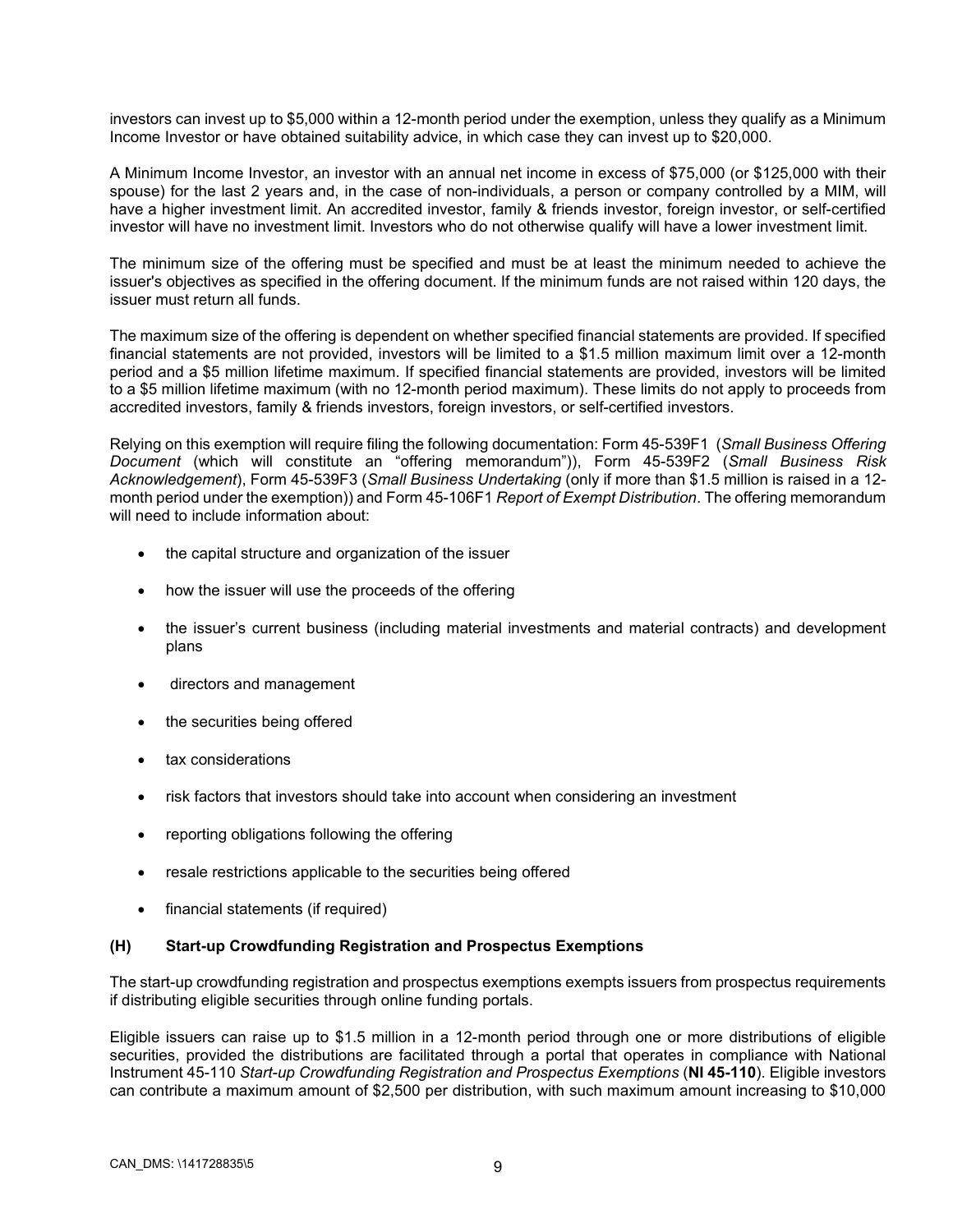investors can invest up to $5,000 within a 12-month period under the exemption, unless they qualify as a Minimum Income Investor or have obtained suitability advice, in which case they can invest up to $20,000.

A Minimum Income Investor, an investor with an annual net income in excess of $75,000 (or $125,000 with their spouse) for the last 2 years and, in the case of non-individuals, a person or company controlled by a MIM, will have a higher investment limit. An accredited investor, family & friends investor, foreign investor, or self-certified investor will have no investment limit. Investors who do not otherwise qualify will have a lower investment limit.

The minimum size of the offering must be specified and must be at least the minimum needed to achieve the issuer's objectives as specified in the offering document. If the minimum funds are not raised within 120 days, the issuer must return all funds.

The maximum size of the offering is dependent on whether specified financial statements are provided. If specified financial statements are not provided, investors will be limited to a $1.5 million maximum limit over a 12-month period and a $5 million lifetime maximum. If specified financial statements are provided, investors will be limited to a $5 million lifetime maximum (with no 12-month period maximum). These limits do not apply to proceeds from accredited investors, family & friends investors, foreign investors, or self-certified investors.

Relying on this exemption will require filing the following documentation: Form 45-539F1 (*Small Business Offering Document* (which will constitute an "offering memorandum")), Form 45-539F2 (*Small Business Risk Acknowledgement*), Form 45-539F3 (*Small Business Undertaking* (only if more than $1.5 million is raised in a 12-month period under the exemption)) and Form 45-106F1 *Report of Exempt Distribution*. The offering memorandum will need to include information about:

- the capital structure and organization of the issuer
- how the issuer will use the proceeds of the offering
- the issuer's current business (including material investments and material contracts) and development plans
- directors and management
- the securities being offered
- tax considerations
- risk factors that investors should take into account when considering an investment
- reporting obligations following the offering
- resale restrictions applicable to the securities being offered
- financial statements (if required)

### (H) Start-up Crowdfunding Registration and Prospectus Exemptions

The start-up crowdfunding registration and prospectus exemptions exempts issuers from prospectus requirements if distributing eligible securities through online funding portals.

Eligible issuers can raise up to $1.5 million in a 12-month period through one or more distributions of eligible securities, provided the distributions are facilitated through a portal that operates in compliance with National Instrument 45-110 *Start-up Crowdfunding Registration and Prospectus Exemptions* (**NI 45-110**). Eligible investors can contribute a maximum amount of $2,500 per distribution, with such maximum amount increasing to $10,000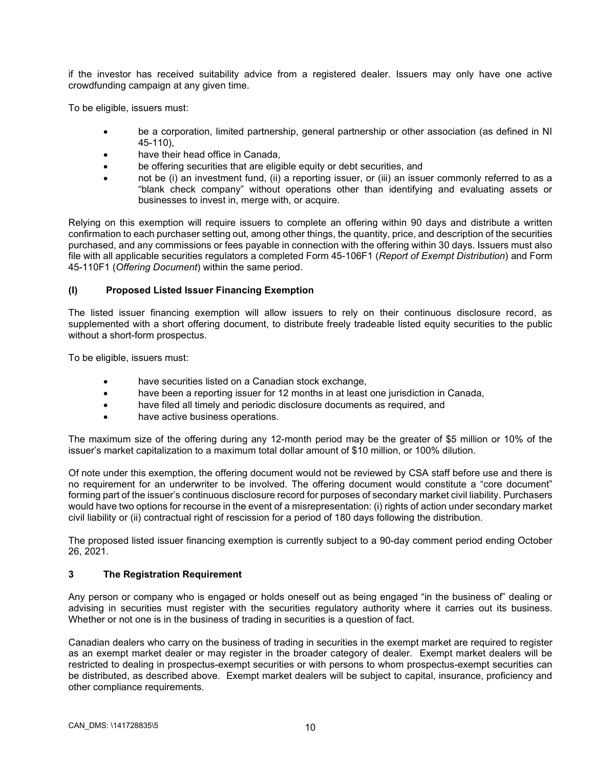if the investor has received suitability advice from a registered dealer. Issuers may only have one active crowdfunding campaign at any given time.

To be eligible, issuers must:

- be a corporation, limited partnership, general partnership or other association (as defined in NI 45-110),
- have their head office in Canada,
- be offering securities that are eligible equity or debt securities, and
- not be (i) an investment fund, (ii) a reporting issuer, or (iii) an issuer commonly referred to as a "blank check company" without operations other than identifying and evaluating assets or businesses to invest in, merge with, or acquire.

Relying on this exemption will require issuers to complete an offering within 90 days and distribute a written confirmation to each purchaser setting out, among other things, the quantity, price, and description of the securities purchased, and any commissions or fees payable in connection with the offering within 30 days. Issuers must also file with all applicable securities regulators a completed Form 45-106F1 (*Report of Exempt Distribution*) and Form 45-110F1 (*Offering Document*) within the same period.

### (I) Proposed Listed Issuer Financing Exemption

The listed issuer financing exemption will allow issuers to rely on their continuous disclosure record, as supplemented with a short offering document, to distribute freely tradeable listed equity securities to the public without a short-form prospectus.

To be eligible, issuers must:

- have securities listed on a Canadian stock exchange,
- have been a reporting issuer for 12 months in at least one jurisdiction in Canada,
- have filed all timely and periodic disclosure documents as required, and
- have active business operations.

The maximum size of the offering during any 12-month period may be the greater of $5 million or 10% of the issuer's market capitalization to a maximum total dollar amount of $10 million, or 100% dilution.

Of note under this exemption, the offering document would not be reviewed by CSA staff before use and there is no requirement for an underwriter to be involved. The offering document would constitute a "core document" forming part of the issuer's continuous disclosure record for purposes of secondary market civil liability. Purchasers would have two options for recourse in the event of a misrepresentation: (i) rights of action under secondary market civil liability or (ii) contractual right of rescission for a period of 180 days following the distribution.

The proposed listed issuer financing exemption is currently subject to a 90-day comment period ending October 26, 2021.

## 3 The Registration Requirement

Any person or company who is engaged or holds oneself out as being engaged "in the business of" dealing or advising in securities must register with the securities regulatory authority where it carries out its business. Whether or not one is in the business of trading in securities is a question of fact.

Canadian dealers who carry on the business of trading in securities in the exempt market are required to register as an exempt market dealer or may register in the broader category of dealer. Exempt market dealers will be restricted to dealing in prospectus-exempt securities or with persons to whom prospectus-exempt securities can be distributed, as described above. Exempt market dealers will be subject to capital, insurance, proficiency and other compliance requirements.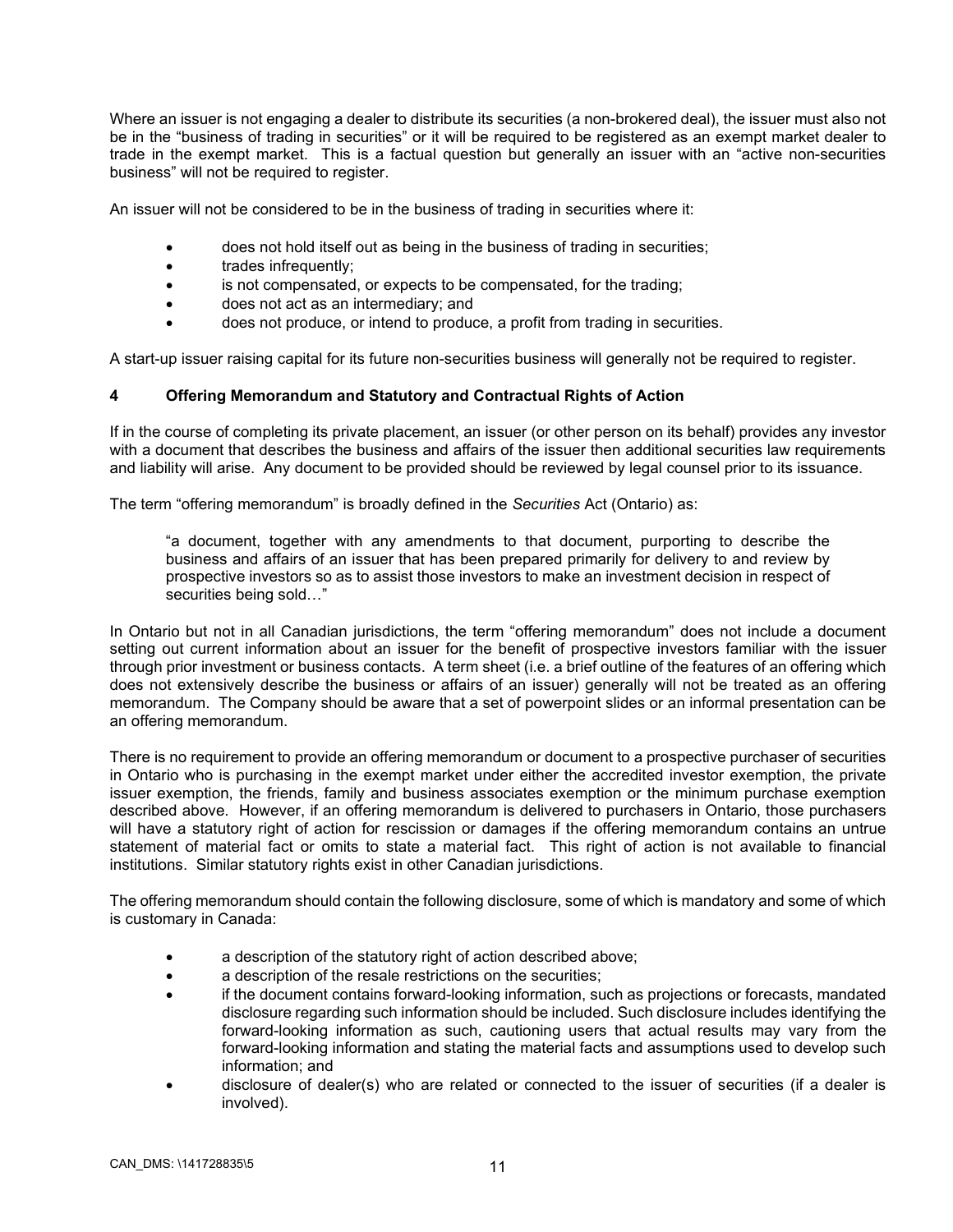Where an issuer is not engaging a dealer to distribute its securities (a non-brokered deal), the issuer must also not be in the "business of trading in securities" or it will be required to be registered as an exempt market dealer to trade in the exempt market. This is a factual question but generally an issuer with an "active non-securities business" will not be required to register.

An issuer will not be considered to be in the business of trading in securities where it:

- does not hold itself out as being in the business of trading in securities;
- trades infrequently;
- is not compensated, or expects to be compensated, for the trading;
- does not act as an intermediary; and
- does not produce, or intend to produce, a profit from trading in securities.

A start-up issuer raising capital for its future non-securities business will generally not be required to register.

## 4 Offering Memorandum and Statutory and Contractual Rights of Action

If in the course of completing its private placement, an issuer (or other person on its behalf) provides any investor with a document that describes the business and affairs of the issuer then additional securities law requirements and liability will arise. Any document to be provided should be reviewed by legal counsel prior to its issuance.

The term "offering memorandum" is broadly defined in the *Securities* Act (Ontario) as:

> "a document, together with any amendments to that document, purporting to describe the business and affairs of an issuer that has been prepared primarily for delivery to and review by prospective investors so as to assist those investors to make an investment decision in respect of securities being sold…"

In Ontario but not in all Canadian jurisdictions, the term "offering memorandum" does not include a document setting out current information about an issuer for the benefit of prospective investors familiar with the issuer through prior investment or business contacts. A term sheet (i.e. a brief outline of the features of an offering which does not extensively describe the business or affairs of an issuer) generally will not be treated as an offering memorandum. The Company should be aware that a set of powerpoint slides or an informal presentation can be an offering memorandum.

There is no requirement to provide an offering memorandum or document to a prospective purchaser of securities in Ontario who is purchasing in the exempt market under either the accredited investor exemption, the private issuer exemption, the friends, family and business associates exemption or the minimum purchase exemption described above. However, if an offering memorandum is delivered to purchasers in Ontario, those purchasers will have a statutory right of action for rescission or damages if the offering memorandum contains an untrue statement of material fact or omits to state a material fact. This right of action is not available to financial institutions. Similar statutory rights exist in other Canadian jurisdictions.

The offering memorandum should contain the following disclosure, some of which is mandatory and some of which is customary in Canada:

- a description of the statutory right of action described above;
- a description of the resale restrictions on the securities;
- if the document contains forward-looking information, such as projections or forecasts, mandated disclosure regarding such information should be included. Such disclosure includes identifying the forward-looking information as such, cautioning users that actual results may vary from the forward-looking information and stating the material facts and assumptions used to develop such information; and
- disclosure of dealer(s) who are related or connected to the issuer of securities (if a dealer is involved).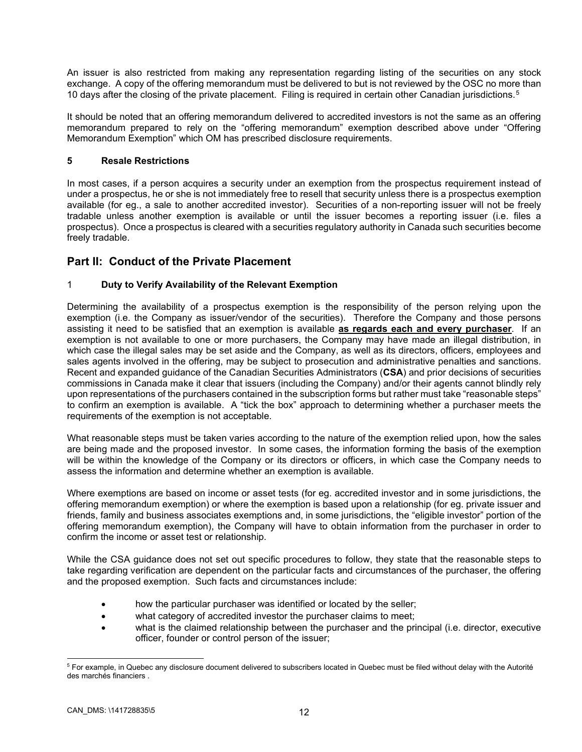An issuer is also restricted from making any representation regarding listing of the securities on any stock exchange. A copy of the offering memorandum must be delivered to but is not reviewed by the OSC no more than 10 days after the closing of the private placement. Filing is required in certain other Canadian jurisdictions.[5]

It should be noted that an offering memorandum delivered to accredited investors is not the same as an offering memorandum prepared to rely on the "offering memorandum" exemption described above under "Offering Memorandum Exemption" which OM has prescribed disclosure requirements.

### 5 Resale Restrictions

In most cases, if a person acquires a security under an exemption from the prospectus requirement instead of under a prospectus, he or she is not immediately free to resell that security unless there is a prospectus exemption available (for eg., a sale to another accredited investor). Securities of a non-reporting issuer will not be freely tradable unless another exemption is available or until the issuer becomes a reporting issuer (i.e. files a prospectus). Once a prospectus is cleared with a securities regulatory authority in Canada such securities become freely tradable.

## Part II: Conduct of the Private Placement

### 1 Duty to Verify Availability of the Relevant Exemption

Determining the availability of a prospectus exemption is the responsibility of the person relying upon the exemption (i.e. the Company as issuer/vendor of the securities). Therefore the Company and those persons assisting it need to be satisfied that an exemption is available **as regards each and every purchaser**. If an exemption is not available to one or more purchasers, the Company may have made an illegal distribution, in which case the illegal sales may be set aside and the Company, as well as its directors, officers, employees and sales agents involved in the offering, may be subject to prosecution and administrative penalties and sanctions. Recent and expanded guidance of the Canadian Securities Administrators (**CSA**) and prior decisions of securities commissions in Canada make it clear that issuers (including the Company) and/or their agents cannot blindly rely upon representations of the purchasers contained in the subscription forms but rather must take "reasonable steps" to confirm an exemption is available. A "tick the box" approach to determining whether a purchaser meets the requirements of the exemption is not acceptable.

What reasonable steps must be taken varies according to the nature of the exemption relied upon, how the sales are being made and the proposed investor. In some cases, the information forming the basis of the exemption will be within the knowledge of the Company or its directors or officers, in which case the Company needs to assess the information and determine whether an exemption is available.

Where exemptions are based on income or asset tests (for eg. accredited investor and in some jurisdictions, the offering memorandum exemption) or where the exemption is based upon a relationship (for eg. private issuer and friends, family and business associates exemptions and, in some jurisdictions, the "eligible investor" portion of the offering memorandum exemption), the Company will have to obtain information from the purchaser in order to confirm the income or asset test or relationship.

While the CSA guidance does not set out specific procedures to follow, they state that the reasonable steps to take regarding verification are dependent on the particular facts and circumstances of the purchaser, the offering and the proposed exemption. Such facts and circumstances include:

- how the particular purchaser was identified or located by the seller;
- what category of accredited investor the purchaser claims to meet;
- what is the claimed relationship between the purchaser and the principal (i.e. director, executive officer, founder or control person of the issuer;

[5] For example, in Quebec any disclosure document delivered to subscribers located in Quebec must be filed without delay with the Autorité des marchés financiers .

CAN_DMS: \141728835\5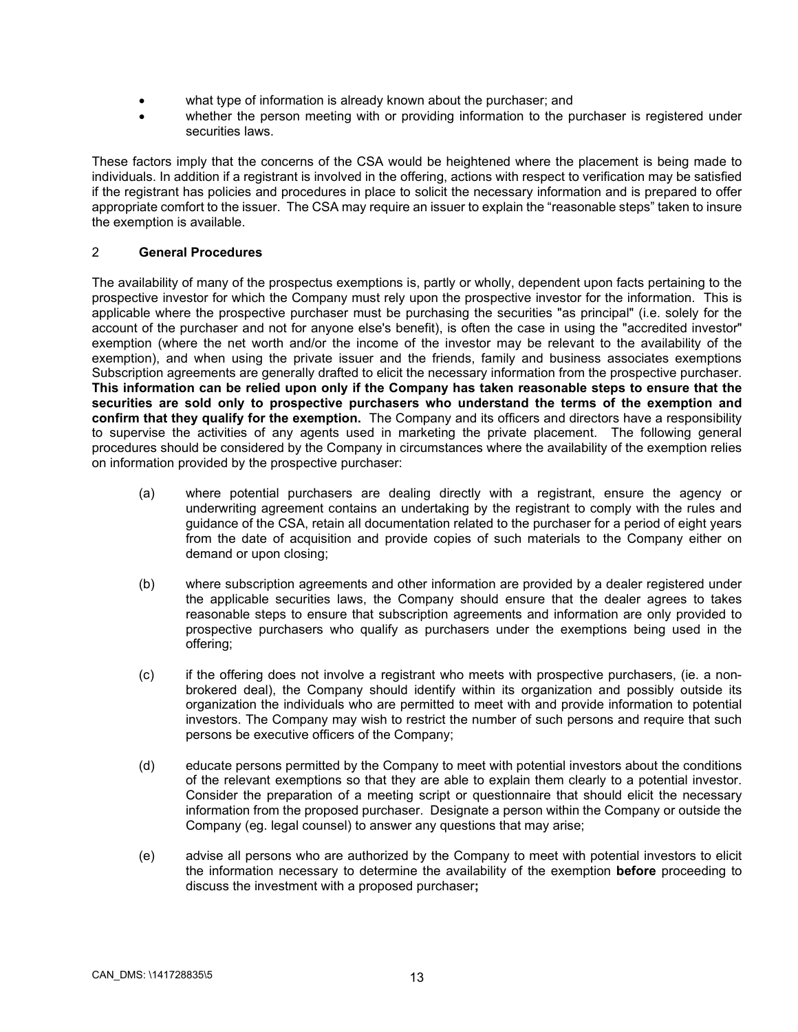- what type of information is already known about the purchaser; and
- whether the person meeting with or providing information to the purchaser is registered under securities laws.

These factors imply that the concerns of the CSA would be heightened where the placement is being made to individuals. In addition if a registrant is involved in the offering, actions with respect to verification may be satisfied if the registrant has policies and procedures in place to solicit the necessary information and is prepared to offer appropriate comfort to the issuer. The CSA may require an issuer to explain the "reasonable steps" taken to insure the exemption is available.

## 2 General Procedures

The availability of many of the prospectus exemptions is, partly or wholly, dependent upon facts pertaining to the prospective investor for which the Company must rely upon the prospective investor for the information. This is applicable where the prospective purchaser must be purchasing the securities "as principal" (i.e. solely for the account of the purchaser and not for anyone else's benefit), is often the case in using the "accredited investor" exemption (where the net worth and/or the income of the investor may be relevant to the availability of the exemption), and when using the private issuer and the friends, family and business associates exemptions Subscription agreements are generally drafted to elicit the necessary information from the prospective purchaser. **This information can be relied upon only if the Company has taken reasonable steps to ensure that the securities are sold only to prospective purchasers who understand the terms of the exemption and confirm that they qualify for the exemption.** The Company and its officers and directors have a responsibility to supervise the activities of any agents used in marketing the private placement. The following general procedures should be considered by the Company in circumstances where the availability of the exemption relies on information provided by the prospective purchaser:

(a) where potential purchasers are dealing directly with a registrant, ensure the agency or underwriting agreement contains an undertaking by the registrant to comply with the rules and guidance of the CSA, retain all documentation related to the purchaser for a period of eight years from the date of acquisition and provide copies of such materials to the Company either on demand or upon closing;

(b) where subscription agreements and other information are provided by a dealer registered under the applicable securities laws, the Company should ensure that the dealer agrees to takes reasonable steps to ensure that subscription agreements and information are only provided to prospective purchasers who qualify as purchasers under the exemptions being used in the offering;

(c) if the offering does not involve a registrant who meets with prospective purchasers, (ie. a non-brokered deal), the Company should identify within its organization and possibly outside its organization the individuals who are permitted to meet with and provide information to potential investors. The Company may wish to restrict the number of such persons and require that such persons be executive officers of the Company;

(d) educate persons permitted by the Company to meet with potential investors about the conditions of the relevant exemptions so that they are able to explain them clearly to a potential investor. Consider the preparation of a meeting script or questionnaire that should elicit the necessary information from the proposed purchaser. Designate a person within the Company or outside the Company (eg. legal counsel) to answer any questions that may arise;

(e) advise all persons who are authorized by the Company to meet with potential investors to elicit the information necessary to determine the availability of the exemption **before** proceeding to discuss the investment with a proposed purchaser**;**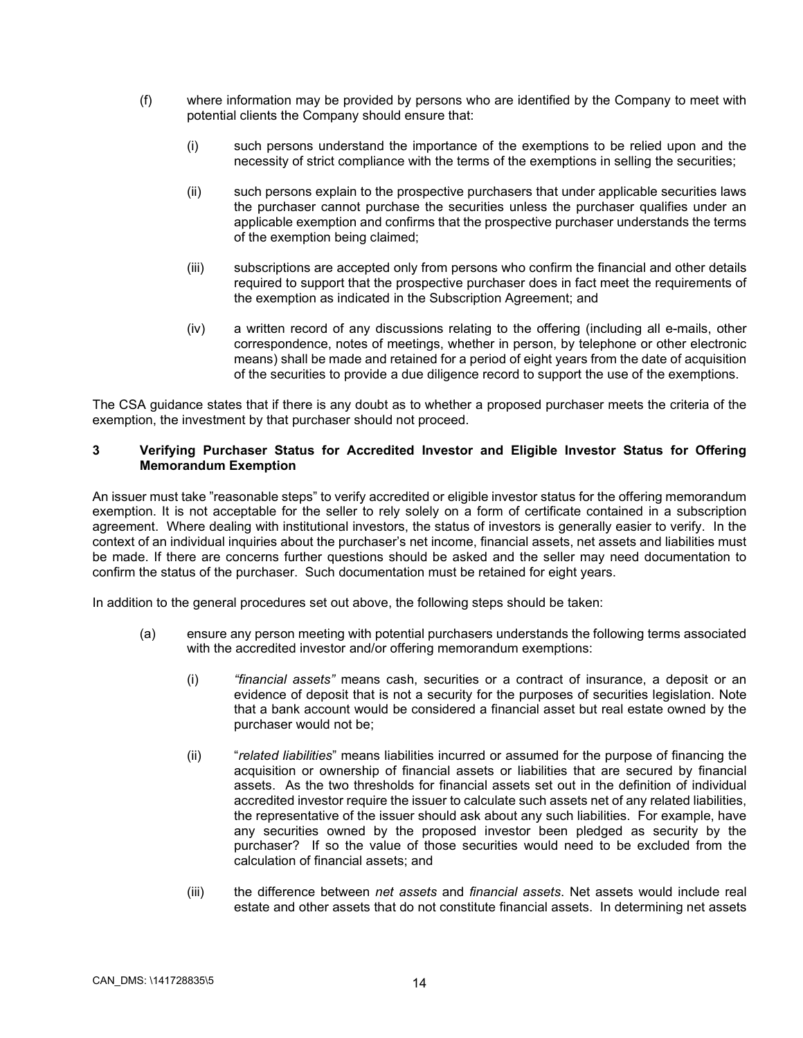(f) where information may be provided by persons who are identified by the Company to meet with potential clients the Company should ensure that:

  (i) such persons understand the importance of the exemptions to be relied upon and the necessity of strict compliance with the terms of the exemptions in selling the securities;

  (ii) such persons explain to the prospective purchasers that under applicable securities laws the purchaser cannot purchase the securities unless the purchaser qualifies under an applicable exemption and confirms that the prospective purchaser understands the terms of the exemption being claimed;

  (iii) subscriptions are accepted only from persons who confirm the financial and other details required to support that the prospective purchaser does in fact meet the requirements of the exemption as indicated in the Subscription Agreement; and

  (iv) a written record of any discussions relating to the offering (including all e-mails, other correspondence, notes of meetings, whether in person, by telephone or other electronic means) shall be made and retained for a period of eight years from the date of acquisition of the securities to provide a due diligence record to support the use of the exemptions.

The CSA guidance states that if there is any doubt as to whether a proposed purchaser meets the criteria of the exemption, the investment by that purchaser should not proceed.

### 3 Verifying Purchaser Status for Accredited Investor and Eligible Investor Status for Offering Memorandum Exemption

An issuer must take "reasonable steps" to verify accredited or eligible investor status for the offering memorandum exemption. It is not acceptable for the seller to rely solely on a form of certificate contained in a subscription agreement. Where dealing with institutional investors, the status of investors is generally easier to verify. In the context of an individual inquiries about the purchaser's net income, financial assets, net assets and liabilities must be made. If there are concerns further questions should be asked and the seller may need documentation to confirm the status of the purchaser. Such documentation must be retained for eight years.

In addition to the general procedures set out above, the following steps should be taken:

(a) ensure any person meeting with potential purchasers understands the following terms associated with the accredited investor and/or offering memorandum exemptions:

  (i) *"financial assets"* means cash, securities or a contract of insurance, a deposit or an evidence of deposit that is not a security for the purposes of securities legislation. Note that a bank account would be considered a financial asset but real estate owned by the purchaser would not be;

  (ii) "*related liabilities*" means liabilities incurred or assumed for the purpose of financing the acquisition or ownership of financial assets or liabilities that are secured by financial assets. As the two thresholds for financial assets set out in the definition of individual accredited investor require the issuer to calculate such assets net of any related liabilities, the representative of the issuer should ask about any such liabilities. For example, have any securities owned by the proposed investor been pledged as security by the purchaser? If so the value of those securities would need to be excluded from the calculation of financial assets; and

  (iii) the difference between *net assets* and *financial assets*. Net assets would include real estate and other assets that do not constitute financial assets. In determining net assets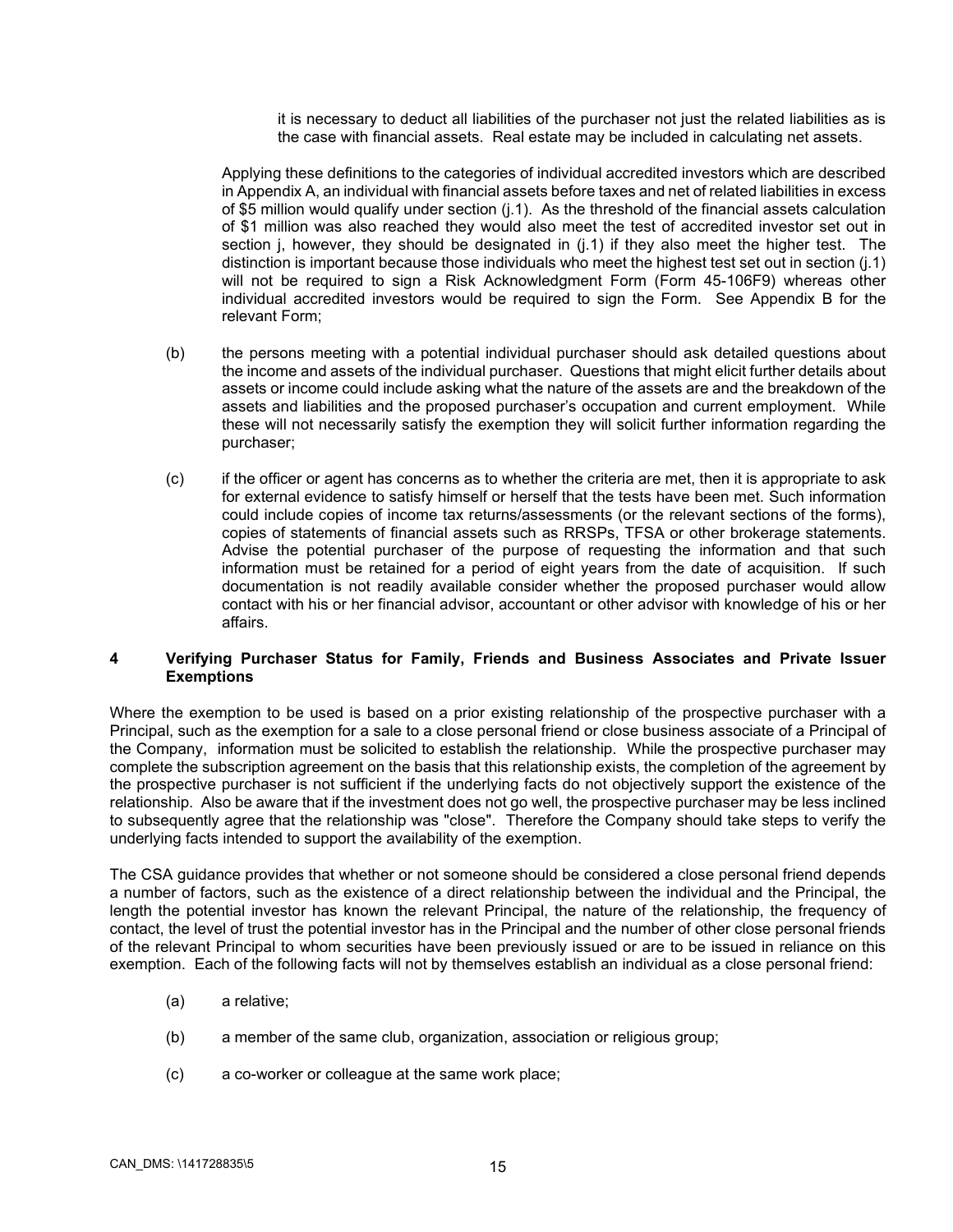it is necessary to deduct all liabilities of the purchaser not just the related liabilities as is the case with financial assets. Real estate may be included in calculating net assets.

Applying these definitions to the categories of individual accredited investors which are described in Appendix A, an individual with financial assets before taxes and net of related liabilities in excess of $5 million would qualify under section (j.1). As the threshold of the financial assets calculation of $1 million was also reached they would also meet the test of accredited investor set out in section j, however, they should be designated in (j.1) if they also meet the higher test. The distinction is important because those individuals who meet the highest test set out in section (j.1) will not be required to sign a Risk Acknowledgment Form (Form 45-106F9) whereas other individual accredited investors would be required to sign the Form. See Appendix B for the relevant Form;

(b) the persons meeting with a potential individual purchaser should ask detailed questions about the income and assets of the individual purchaser. Questions that might elicit further details about assets or income could include asking what the nature of the assets are and the breakdown of the assets and liabilities and the proposed purchaser's occupation and current employment. While these will not necessarily satisfy the exemption they will solicit further information regarding the purchaser;

(c) if the officer or agent has concerns as to whether the criteria are met, then it is appropriate to ask for external evidence to satisfy himself or herself that the tests have been met. Such information could include copies of income tax returns/assessments (or the relevant sections of the forms), copies of statements of financial assets such as RRSPs, TFSA or other brokerage statements. Advise the potential purchaser of the purpose of requesting the information and that such information must be retained for a period of eight years from the date of acquisition. If such documentation is not readily available consider whether the proposed purchaser would allow contact with his or her financial advisor, accountant or other advisor with knowledge of his or her affairs.

## 4 Verifying Purchaser Status for Family, Friends and Business Associates and Private Issuer Exemptions

Where the exemption to be used is based on a prior existing relationship of the prospective purchaser with a Principal, such as the exemption for a sale to a close personal friend or close business associate of a Principal of the Company, information must be solicited to establish the relationship. While the prospective purchaser may complete the subscription agreement on the basis that this relationship exists, the completion of the agreement by the prospective purchaser is not sufficient if the underlying facts do not objectively support the existence of the relationship. Also be aware that if the investment does not go well, the prospective purchaser may be less inclined to subsequently agree that the relationship was "close". Therefore the Company should take steps to verify the underlying facts intended to support the availability of the exemption.

The CSA guidance provides that whether or not someone should be considered a close personal friend depends a number of factors, such as the existence of a direct relationship between the individual and the Principal, the length the potential investor has known the relevant Principal, the nature of the relationship, the frequency of contact, the level of trust the potential investor has in the Principal and the number of other close personal friends of the relevant Principal to whom securities have been previously issued or are to be issued in reliance on this exemption. Each of the following facts will not by themselves establish an individual as a close personal friend:

(a) a relative;

(b) a member of the same club, organization, association or religious group;

(c) a co-worker or colleague at the same work place;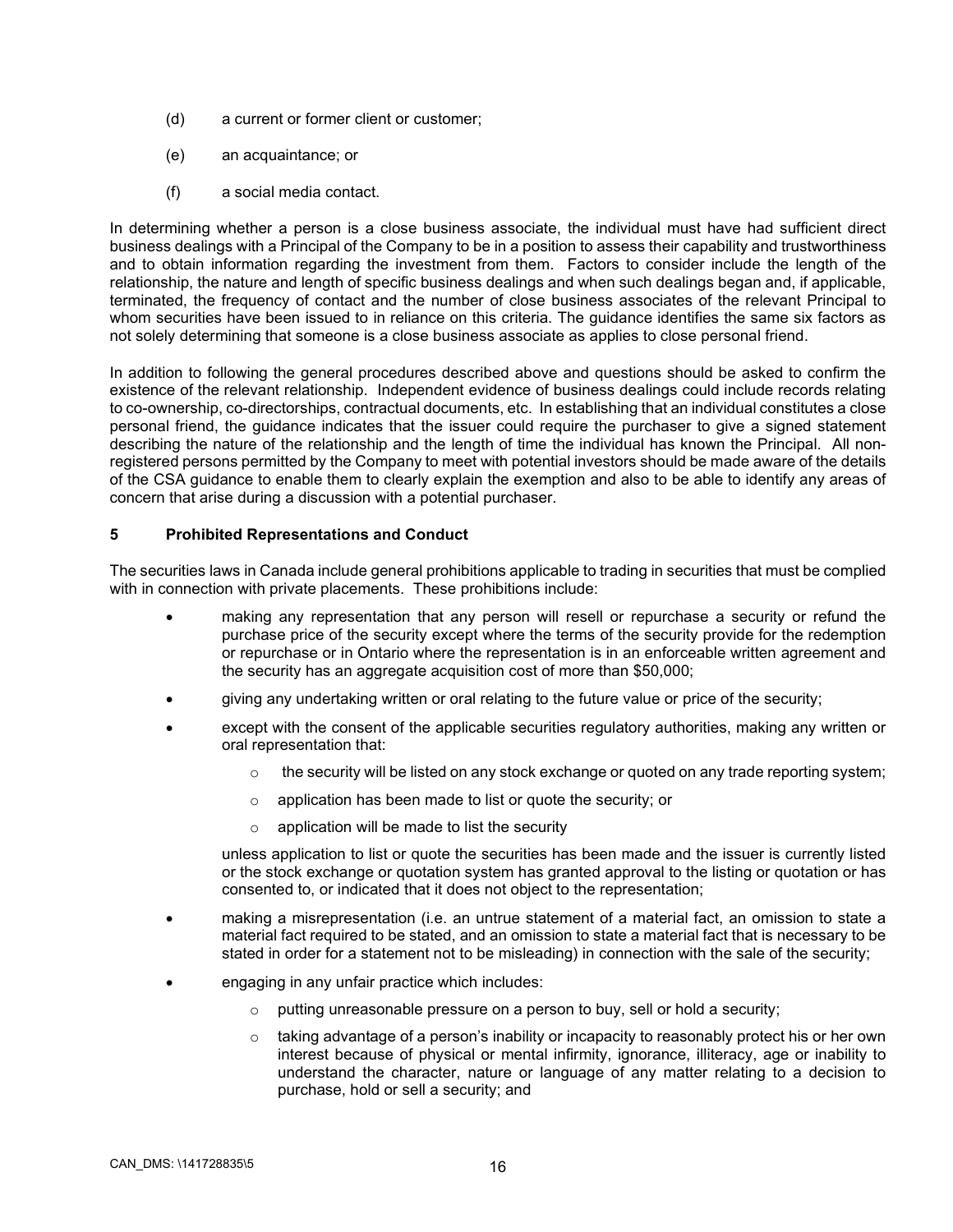(d) a current or former client or customer;

(e) an acquaintance; or

(f) a social media contact.

In determining whether a person is a close business associate, the individual must have had sufficient direct business dealings with a Principal of the Company to be in a position to assess their capability and trustworthiness and to obtain information regarding the investment from them. Factors to consider include the length of the relationship, the nature and length of specific business dealings and when such dealings began and, if applicable, terminated, the frequency of contact and the number of close business associates of the relevant Principal to whom securities have been issued to in reliance on this criteria. The guidance identifies the same six factors as not solely determining that someone is a close business associate as applies to close personal friend.

In addition to following the general procedures described above and questions should be asked to confirm the existence of the relevant relationship. Independent evidence of business dealings could include records relating to co-ownership, co-directorships, contractual documents, etc. In establishing that an individual constitutes a close personal friend, the guidance indicates that the issuer could require the purchaser to give a signed statement describing the nature of the relationship and the length of time the individual has known the Principal. All non-registered persons permitted by the Company to meet with potential investors should be made aware of the details of the CSA guidance to enable them to clearly explain the exemption and also to be able to identify any areas of concern that arise during a discussion with a potential purchaser.

## 5 Prohibited Representations and Conduct

The securities laws in Canada include general prohibitions applicable to trading in securities that must be complied with in connection with private placements. These prohibitions include:

- making any representation that any person will resell or repurchase a security or refund the purchase price of the security except where the terms of the security provide for the redemption or repurchase or in Ontario where the representation is in an enforceable written agreement and the security has an aggregate acquisition cost of more than $50,000;
- giving any undertaking written or oral relating to the future value or price of the security;
- except with the consent of the applicable securities regulatory authorities, making any written or oral representation that:
  - the security will be listed on any stock exchange or quoted on any trade reporting system;
  - application has been made to list or quote the security; or
  - application will be made to list the security

  unless application to list or quote the securities has been made and the issuer is currently listed or the stock exchange or quotation system has granted approval to the listing or quotation or has consented to, or indicated that it does not object to the representation;
- making a misrepresentation (i.e. an untrue statement of a material fact, an omission to state a material fact required to be stated, and an omission to state a material fact that is necessary to be stated in order for a statement not to be misleading) in connection with the sale of the security;
- engaging in any unfair practice which includes:
  - putting unreasonable pressure on a person to buy, sell or hold a security;
  - taking advantage of a person's inability or incapacity to reasonably protect his or her own interest because of physical or mental infirmity, ignorance, illiteracy, age or inability to understand the character, nature or language of any matter relating to a decision to purchase, hold or sell a security; and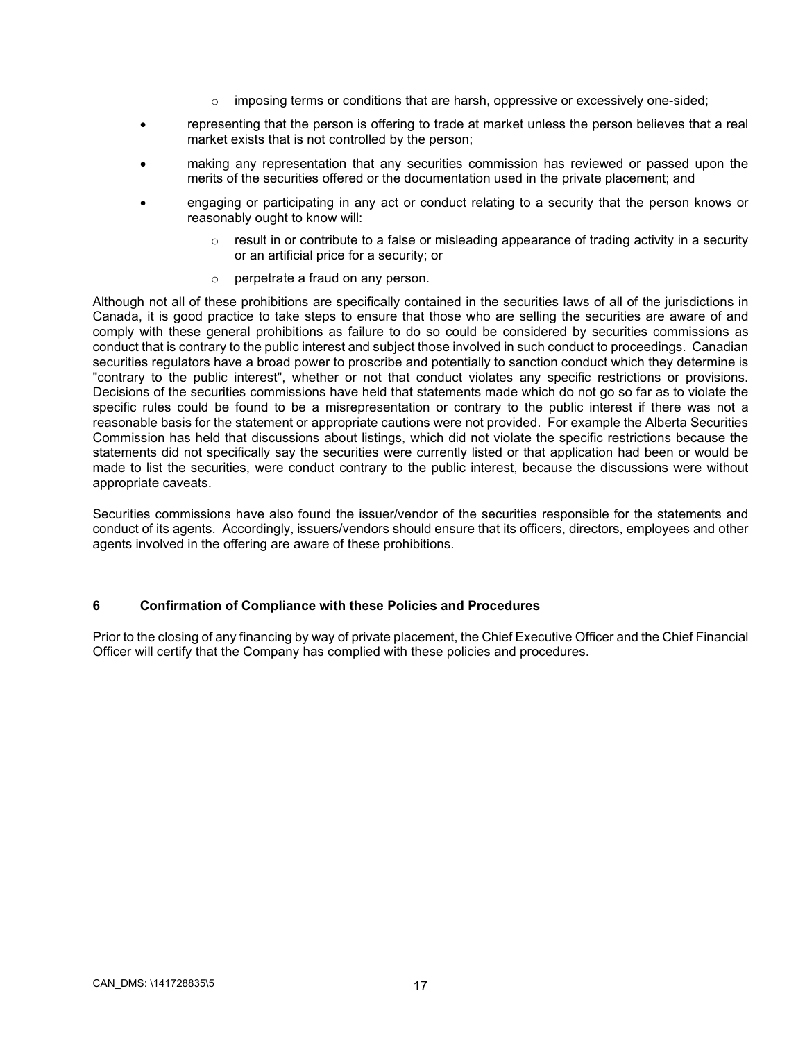- imposing terms or conditions that are harsh, oppressive or excessively one-sided;

- representing that the person is offering to trade at market unless the person believes that a real market exists that is not controlled by the person;

- making any representation that any securities commission has reviewed or passed upon the merits of the securities offered or the documentation used in the private placement; and

- engaging or participating in any act or conduct relating to a security that the person knows or reasonably ought to know will:

    - result in or contribute to a false or misleading appearance of trading activity in a security or an artificial price for a security; or

    - perpetrate a fraud on any person.

Although not all of these prohibitions are specifically contained in the securities laws of all of the jurisdictions in Canada, it is good practice to take steps to ensure that those who are selling the securities are aware of and comply with these general prohibitions as failure to do so could be considered by securities commissions as conduct that is contrary to the public interest and subject those involved in such conduct to proceedings. Canadian securities regulators have a broad power to proscribe and potentially to sanction conduct which they determine is "contrary to the public interest", whether or not that conduct violates any specific restrictions or provisions. Decisions of the securities commissions have held that statements made which do not go so far as to violate the specific rules could be found to be a misrepresentation or contrary to the public interest if there was not a reasonable basis for the statement or appropriate cautions were not provided. For example the Alberta Securities Commission has held that discussions about listings, which did not violate the specific restrictions because the statements did not specifically say the securities were currently listed or that application had been or would be made to list the securities, were conduct contrary to the public interest, because the discussions were without appropriate caveats.

Securities commissions have also found the issuer/vendor of the securities responsible for the statements and conduct of its agents. Accordingly, issuers/vendors should ensure that its officers, directors, employees and other agents involved in the offering are aware of these prohibitions.

## 6 Confirmation of Compliance with these Policies and Procedures

Prior to the closing of any financing by way of private placement, the Chief Executive Officer and the Chief Financial Officer will certify that the Company has complied with these policies and procedures.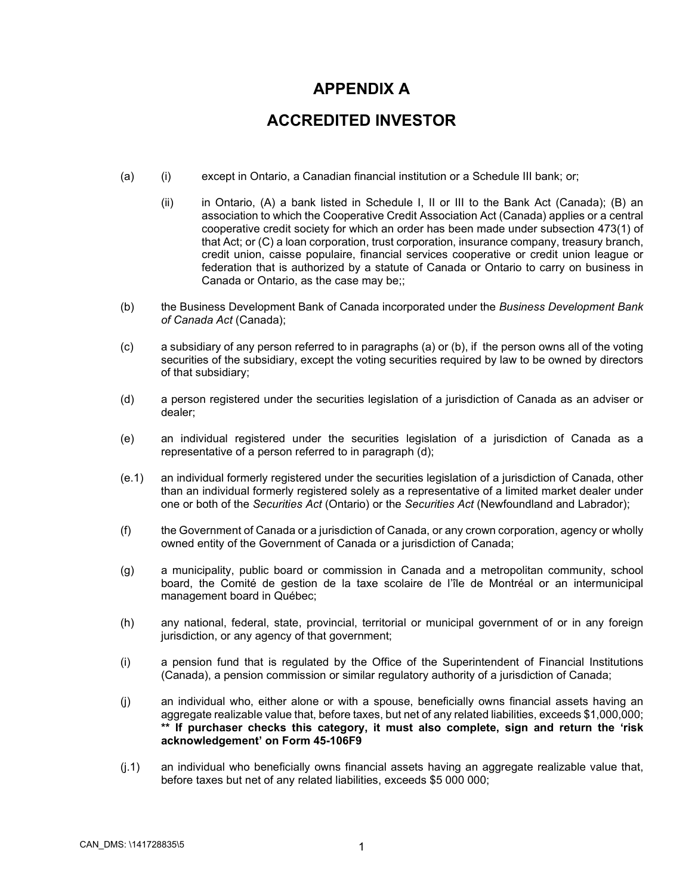# APPENDIX A

# ACCREDITED INVESTOR

(a) (i) except in Ontario, a Canadian financial institution or a Schedule III bank; or;

(ii) in Ontario, (A) a bank listed in Schedule I, II or III to the Bank Act (Canada); (B) an association to which the Cooperative Credit Association Act (Canada) applies or a central cooperative credit society for which an order has been made under subsection 473(1) of that Act; or (C) a loan corporation, trust corporation, insurance company, treasury branch, credit union, caisse populaire, financial services cooperative or credit union league or federation that is authorized by a statute of Canada or Ontario to carry on business in Canada or Ontario, as the case may be;;

(b) the Business Development Bank of Canada incorporated under the *Business Development Bank of Canada Act* (Canada);

(c) a subsidiary of any person referred to in paragraphs (a) or (b), if the person owns all of the voting securities of the subsidiary, except the voting securities required by law to be owned by directors of that subsidiary;

(d) a person registered under the securities legislation of a jurisdiction of Canada as an adviser or dealer;

(e) an individual registered under the securities legislation of a jurisdiction of Canada as a representative of a person referred to in paragraph (d);

(e.1) an individual formerly registered under the securities legislation of a jurisdiction of Canada, other than an individual formerly registered solely as a representative of a limited market dealer under one or both of the *Securities Act* (Ontario) or the *Securities Act* (Newfoundland and Labrador);

(f) the Government of Canada or a jurisdiction of Canada, or any crown corporation, agency or wholly owned entity of the Government of Canada or a jurisdiction of Canada;

(g) a municipality, public board or commission in Canada and a metropolitan community, school board, the Comité de gestion de la taxe scolaire de l'île de Montréal or an intermunicipal management board in Québec;

(h) any national, federal, state, provincial, territorial or municipal government of or in any foreign jurisdiction, or any agency of that government;

(i) a pension fund that is regulated by the Office of the Superintendent of Financial Institutions (Canada), a pension commission or similar regulatory authority of a jurisdiction of Canada;

(j) an individual who, either alone or with a spouse, beneficially owns financial assets having an aggregate realizable value that, before taxes, but net of any related liabilities, exceeds $1,000,000; **** If purchaser checks this category, it must also complete, sign and return the 'risk acknowledgement' on Form 45-106F9**

(j.1) an individual who beneficially owns financial assets having an aggregate realizable value that, before taxes but net of any related liabilities, exceeds $5 000 000;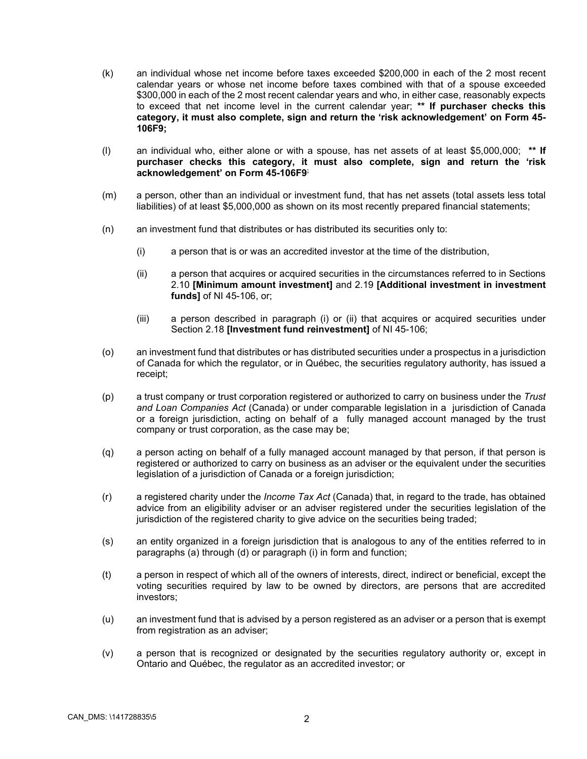(k) an individual whose net income before taxes exceeded $200,000 in each of the 2 most recent calendar years or whose net income before taxes combined with that of a spouse exceeded $300,000 in each of the 2 most recent calendar years and who, in either case, reasonably expects to exceed that net income level in the current calendar year; **** If purchaser checks this category, it must also complete, sign and return the 'risk acknowledgement' on Form 45-106F9;**

(l) an individual who, either alone or with a spouse, has net assets of at least $5,000,000; **** If purchaser checks this category, it must also complete, sign and return the 'risk acknowledgement' on Form 45-106F9;**

(m) a person, other than an individual or investment fund, that has net assets (total assets less total liabilities) of at least $5,000,000 as shown on its most recently prepared financial statements;

(n) an investment fund that distributes or has distributed its securities only to:

(i) a person that is or was an accredited investor at the time of the distribution,

(ii) a person that acquires or acquired securities in the circumstances referred to in Sections 2.10 **[Minimum amount investment]** and 2.19 **[Additional investment in investment funds]** of NI 45-106, or;

(iii) a person described in paragraph (i) or (ii) that acquires or acquired securities under Section 2.18 **[Investment fund reinvestment]** of NI 45-106;

(o) an investment fund that distributes or has distributed securities under a prospectus in a jurisdiction of Canada for which the regulator, or in Québec, the securities regulatory authority, has issued a receipt;

(p) a trust company or trust corporation registered or authorized to carry on business under the *Trust and Loan Companies Act* (Canada) or under comparable legislation in a jurisdiction of Canada or a foreign jurisdiction, acting on behalf of a fully managed account managed by the trust company or trust corporation, as the case may be;

(q) a person acting on behalf of a fully managed account managed by that person, if that person is registered or authorized to carry on business as an adviser or the equivalent under the securities legislation of a jurisdiction of Canada or a foreign jurisdiction;

(r) a registered charity under the *Income Tax Act* (Canada) that, in regard to the trade, has obtained advice from an eligibility adviser or an adviser registered under the securities legislation of the jurisdiction of the registered charity to give advice on the securities being traded;

(s) an entity organized in a foreign jurisdiction that is analogous to any of the entities referred to in paragraphs (a) through (d) or paragraph (i) in form and function;

(t) a person in respect of which all of the owners of interests, direct, indirect or beneficial, except the voting securities required by law to be owned by directors, are persons that are accredited investors;

(u) an investment fund that is advised by a person registered as an adviser or a person that is exempt from registration as an adviser;

(v) a person that is recognized or designated by the securities regulatory authority or, except in Ontario and Québec, the regulator as an accredited investor; or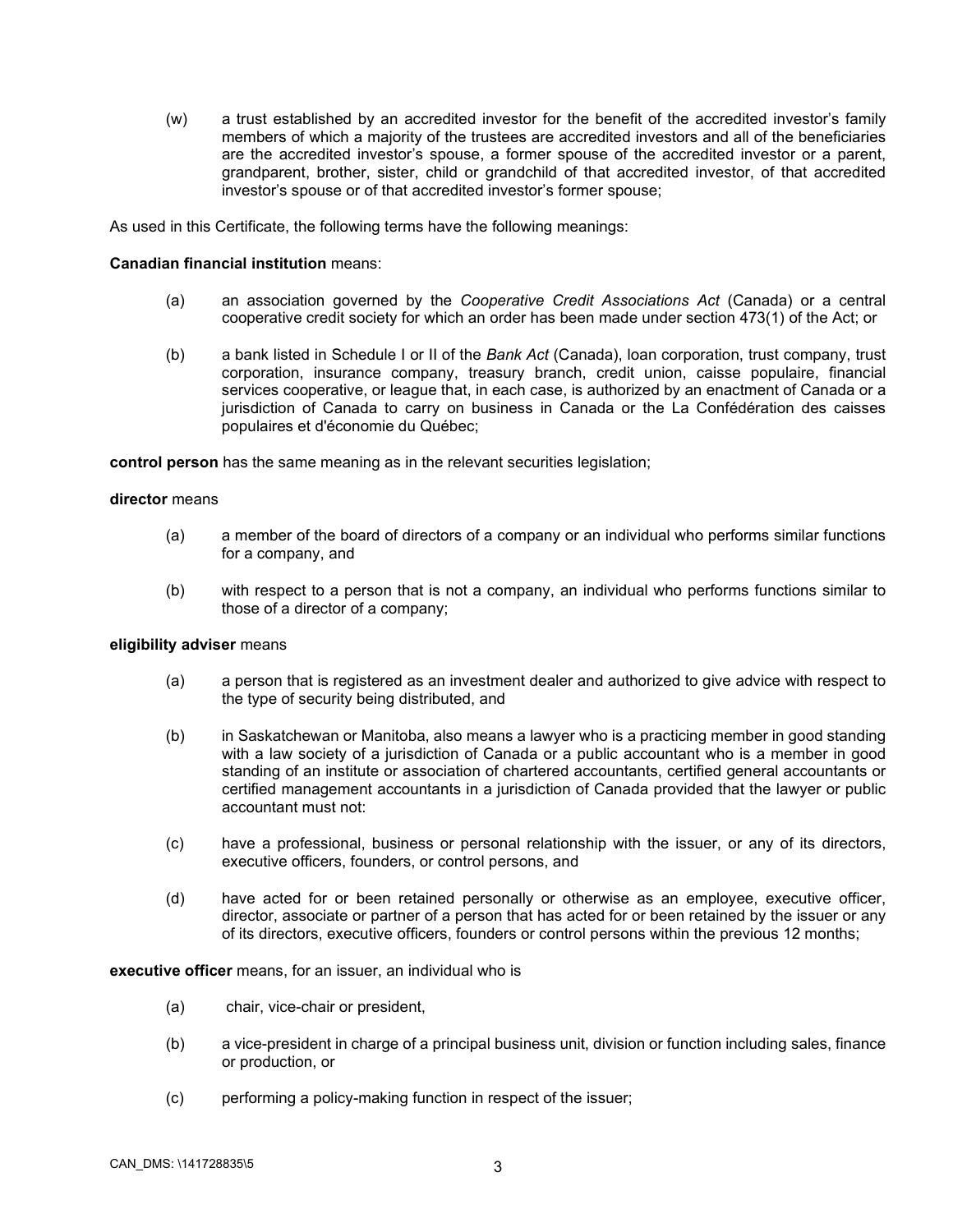(w) a trust established by an accredited investor for the benefit of the accredited investor's family members of which a majority of the trustees are accredited investors and all of the beneficiaries are the accredited investor's spouse, a former spouse of the accredited investor or a parent, grandparent, brother, sister, child or grandchild of that accredited investor, of that accredited investor's spouse or of that accredited investor's former spouse;

As used in this Certificate, the following terms have the following meanings:

**Canadian financial institution** means:

(a) an association governed by the *Cooperative Credit Associations Act* (Canada) or a central cooperative credit society for which an order has been made under section 473(1) of the Act; or

(b) a bank listed in Schedule I or II of the *Bank Act* (Canada), loan corporation, trust company, trust corporation, insurance company, treasury branch, credit union, caisse populaire, financial services cooperative, or league that, in each case, is authorized by an enactment of Canada or a jurisdiction of Canada to carry on business in Canada or the La Confédération des caisses populaires et d'économie du Québec;

**control person** has the same meaning as in the relevant securities legislation;

**director** means

(a) a member of the board of directors of a company or an individual who performs similar functions for a company, and

(b) with respect to a person that is not a company, an individual who performs functions similar to those of a director of a company;

**eligibility adviser** means

(a) a person that is registered as an investment dealer and authorized to give advice with respect to the type of security being distributed, and

(b) in Saskatchewan or Manitoba, also means a lawyer who is a practicing member in good standing with a law society of a jurisdiction of Canada or a public accountant who is a member in good standing of an institute or association of chartered accountants, certified general accountants or certified management accountants in a jurisdiction of Canada provided that the lawyer or public accountant must not:

(c) have a professional, business or personal relationship with the issuer, or any of its directors, executive officers, founders, or control persons, and

(d) have acted for or been retained personally or otherwise as an employee, executive officer, director, associate or partner of a person that has acted for or been retained by the issuer or any of its directors, executive officers, founders or control persons within the previous 12 months;

**executive officer** means, for an issuer, an individual who is

(a) chair, vice-chair or president,

(b) a vice-president in charge of a principal business unit, division or function including sales, finance or production, or

(c) performing a policy-making function in respect of the issuer;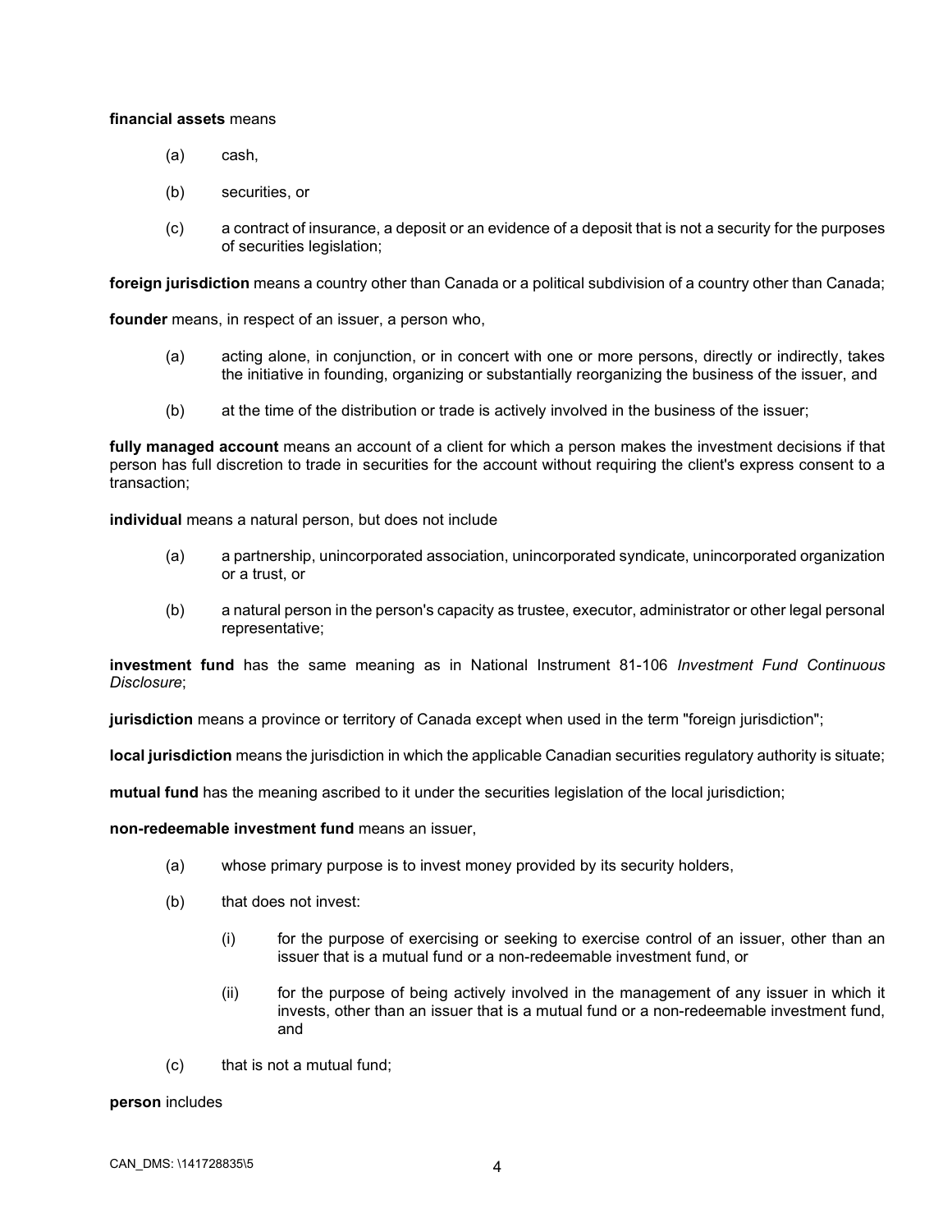**financial assets** means

(a) cash,

(b) securities, or

(c) a contract of insurance, a deposit or an evidence of a deposit that is not a security for the purposes of securities legislation;

**foreign jurisdiction** means a country other than Canada or a political subdivision of a country other than Canada;

**founder** means, in respect of an issuer, a person who,

(a) acting alone, in conjunction, or in concert with one or more persons, directly or indirectly, takes the initiative in founding, organizing or substantially reorganizing the business of the issuer, and

(b) at the time of the distribution or trade is actively involved in the business of the issuer;

**fully managed account** means an account of a client for which a person makes the investment decisions if that person has full discretion to trade in securities for the account without requiring the client's express consent to a transaction;

**individual** means a natural person, but does not include

(a) a partnership, unincorporated association, unincorporated syndicate, unincorporated organization or a trust, or

(b) a natural person in the person's capacity as trustee, executor, administrator or other legal personal representative;

**investment fund** has the same meaning as in National Instrument 81-106 *Investment Fund Continuous Disclosure*;

**jurisdiction** means a province or territory of Canada except when used in the term "foreign jurisdiction";

**local jurisdiction** means the jurisdiction in which the applicable Canadian securities regulatory authority is situate;

**mutual fund** has the meaning ascribed to it under the securities legislation of the local jurisdiction;

**non-redeemable investment fund** means an issuer,

(a) whose primary purpose is to invest money provided by its security holders,

(b) that does not invest:

  (i) for the purpose of exercising or seeking to exercise control of an issuer, other than an issuer that is a mutual fund or a non-redeemable investment fund, or

  (ii) for the purpose of being actively involved in the management of any issuer in which it invests, other than an issuer that is a mutual fund or a non-redeemable investment fund, and

(c) that is not a mutual fund;

**person** includes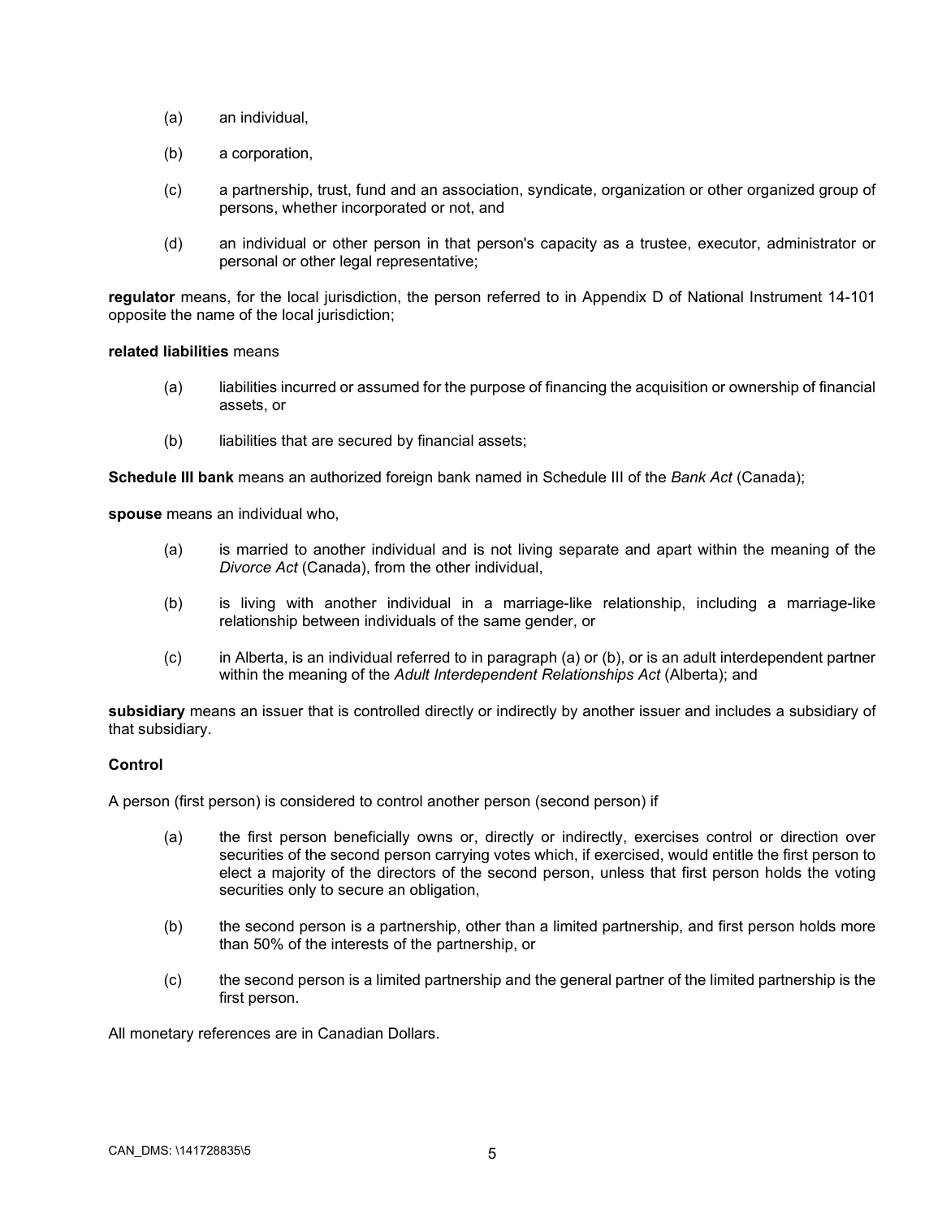(a) an individual,

(b) a corporation,

(c) a partnership, trust, fund and an association, syndicate, organization or other organized group of persons, whether incorporated or not, and

(d) an individual or other person in that person's capacity as a trustee, executor, administrator or personal or other legal representative;

**regulator** means, for the local jurisdiction, the person referred to in Appendix D of National Instrument 14-101 opposite the name of the local jurisdiction;

**related liabilities** means

(a) liabilities incurred or assumed for the purpose of financing the acquisition or ownership of financial assets, or

(b) liabilities that are secured by financial assets;

**Schedule III bank** means an authorized foreign bank named in Schedule III of the *Bank Act* (Canada);

**spouse** means an individual who,

(a) is married to another individual and is not living separate and apart within the meaning of the *Divorce Act* (Canada), from the other individual,

(b) is living with another individual in a marriage-like relationship, including a marriage-like relationship between individuals of the same gender, or

(c) in Alberta, is an individual referred to in paragraph (a) or (b), or is an adult interdependent partner within the meaning of the *Adult Interdependent Relationships Act* (Alberta); and

**subsidiary** means an issuer that is controlled directly or indirectly by another issuer and includes a subsidiary of that subsidiary.

**Control**

A person (first person) is considered to control another person (second person) if

(a) the first person beneficially owns or, directly or indirectly, exercises control or direction over securities of the second person carrying votes which, if exercised, would entitle the first person to elect a majority of the directors of the second person, unless that first person holds the voting securities only to secure an obligation,

(b) the second person is a partnership, other than a limited partnership, and first person holds more than 50% of the interests of the partnership, or

(c) the second person is a limited partnership and the general partner of the limited partnership is the first person.

All monetary references are in Canadian Dollars.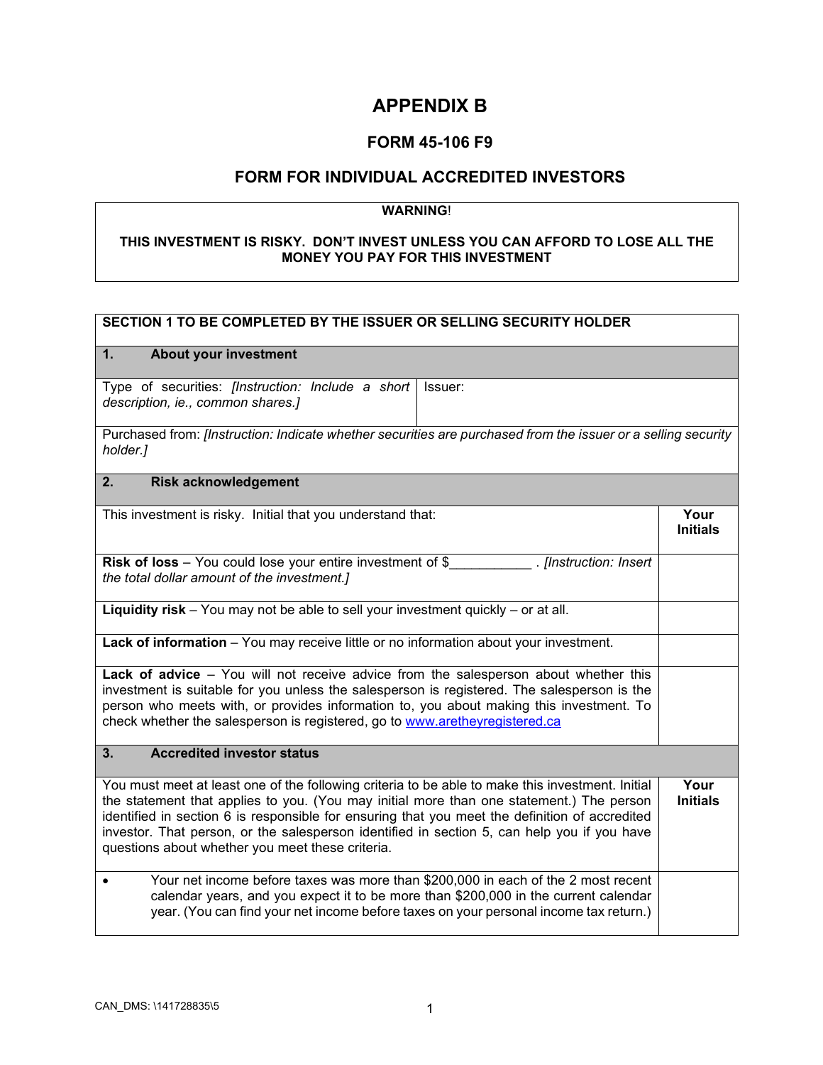# APPENDIX B

## FORM 45-106 F9

## FORM FOR INDIVIDUAL ACCREDITED INVESTORS

| **WARNING!** |
|---|
| **THIS INVESTMENT IS RISKY. DON'T INVEST UNLESS YOU CAN AFFORD TO LOSE ALL THE MONEY YOU PAY FOR THIS INVESTMENT** |

| **SECTION 1 TO BE COMPLETED BY THE ISSUER OR SELLING SECURITY HOLDER** | |
|---|---|
| **1. About your investment** | |
| Type of securities: *[Instruction: Include a short description, ie., common shares.]* | Issuer: |
| Purchased from: *[Instruction: Indicate whether securities are purchased from the issuer or a selling security holder.]* | |
| **2. Risk acknowledgement** | |
| This investment is risky. Initial that you understand that: | **Your Initials** |
| **Risk of loss** – You could lose your entire investment of $___________ . *[Instruction: Insert the total dollar amount of the investment.]* | |
| **Liquidity risk** – You may not be able to sell your investment quickly – or at all. | |
| **Lack of information** – You may receive little or no information about your investment. | |
| **Lack of advice** – You will not receive advice from the salesperson about whether this investment is suitable for you unless the salesperson is registered. The salesperson is the person who meets with, or provides information to, you about making this investment. To check whether the salesperson is registered, go to www.aretheyregistered.ca | |
| **3. Accredited investor status** | |
| You must meet at least one of the following criteria to be able to make this investment. Initial the statement that applies to you. (You may initial more than one statement.) The person identified in section 6 is responsible for ensuring that you meet the definition of accredited investor. That person, or the salesperson identified in section 5, can help you if you have questions about whether you meet these criteria. | **Your Initials** |
| • Your net income before taxes was more than $200,000 in each of the 2 most recent calendar years, and you expect it to be more than $200,000 in the current calendar year. (You can find your net income before taxes on your personal income tax return.) | |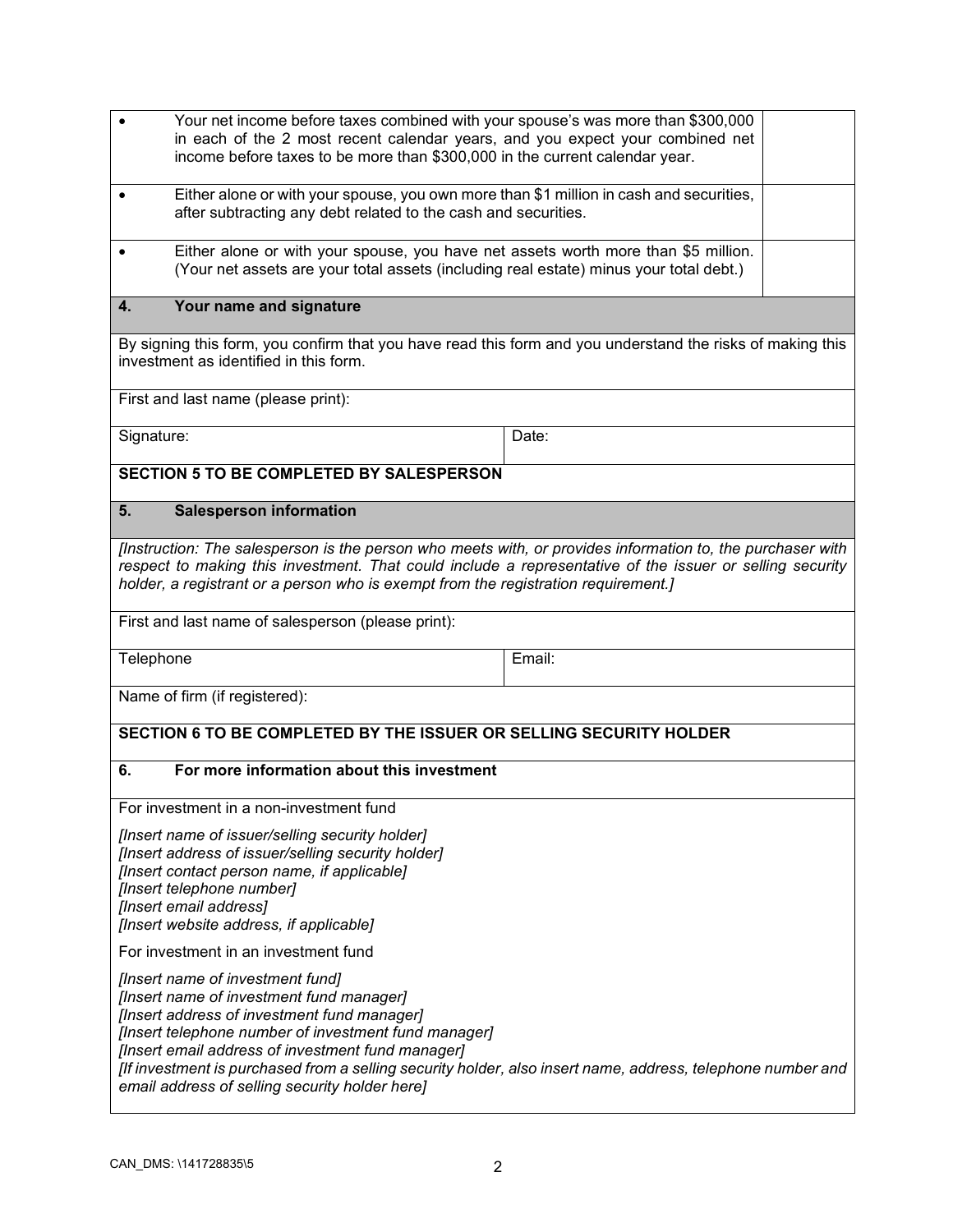| | |
|---|---|
| • Your net income before taxes combined with your spouse's was more than $300,000 in each of the 2 most recent calendar years, and you expect your combined net income before taxes to be more than $300,000 in the current calendar year. | |
| • Either alone or with your spouse, you own more than $1 million in cash and securities, after subtracting any debt related to the cash and securities. | |
| • Either alone or with your spouse, you have net assets worth more than $5 million. (Your net assets are your total assets (including real estate) minus your total debt.) | |

**4. Your name and signature**

By signing this form, you confirm that you have read this form and you understand the risks of making this investment as identified in this form.

First and last name (please print):

| Signature: | Date: |
|---|---|

**SECTION 5 TO BE COMPLETED BY SALESPERSON**

**5. Salesperson information**

*[Instruction: The salesperson is the person who meets with, or provides information to, the purchaser with respect to making this investment. That could include a representative of the issuer or selling security holder, a registrant or a person who is exempt from the registration requirement.]*

First and last name of salesperson (please print):

| Telephone | Email: |
|---|---|

Name of firm (if registered):

**SECTION 6 TO BE COMPLETED BY THE ISSUER OR SELLING SECURITY HOLDER**

**6. For more information about this investment**

For investment in a non-investment fund

*[Insert name of issuer/selling security holder]*
*[Insert address of issuer/selling security holder]*
*[Insert contact person name, if applicable]*
*[Insert telephone number]*
*[Insert email address]*
*[Insert website address, if applicable]*

For investment in an investment fund

*[Insert name of investment fund]*
*[Insert name of investment fund manager]*
*[Insert address of investment fund manager]*
*[Insert telephone number of investment fund manager]*
*[Insert email address of investment fund manager]*
*[If investment is purchased from a selling security holder, also insert name, address, telephone number and email address of selling security holder here]*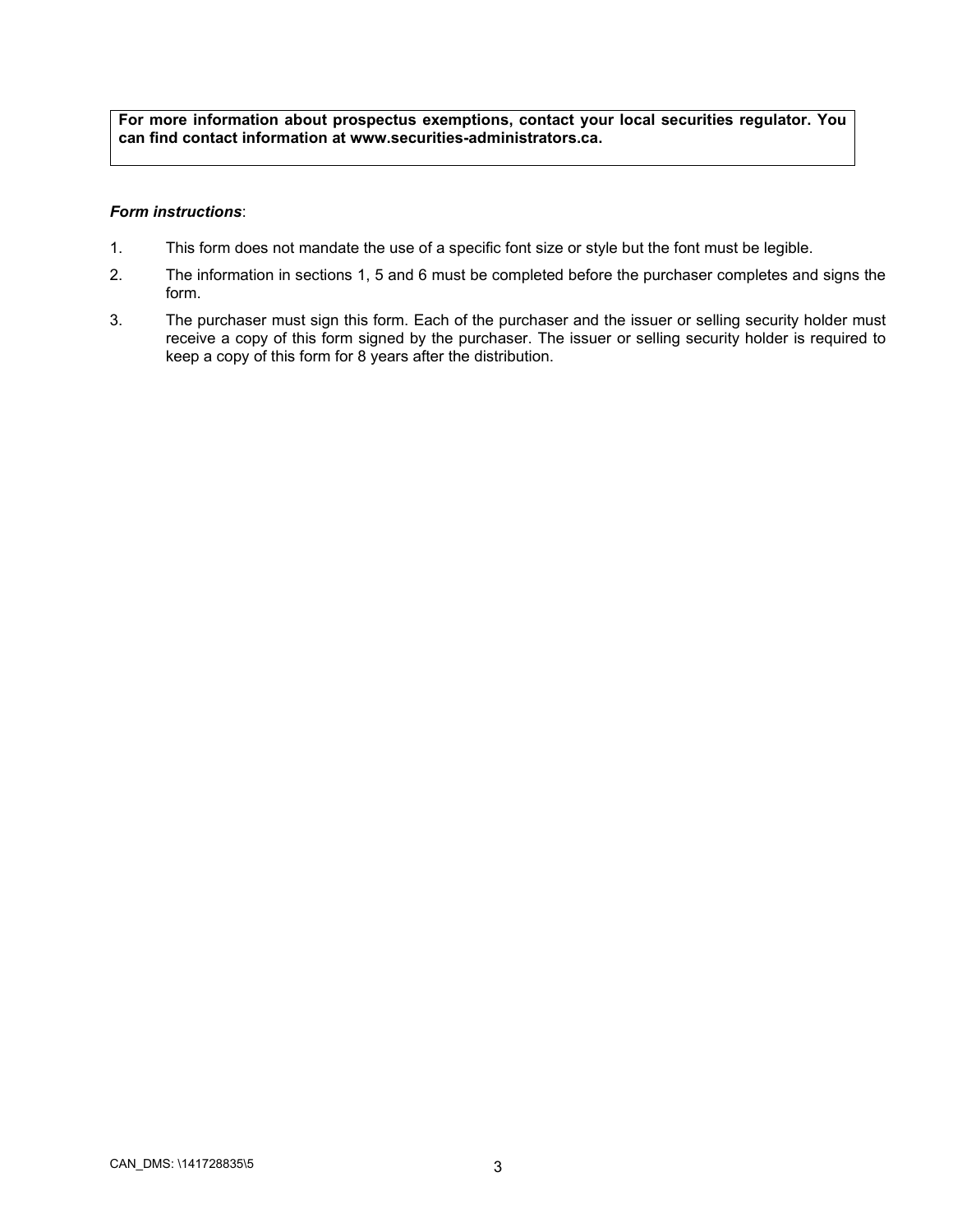**For more information about prospectus exemptions, contact your local securities regulator. You can find contact information at www.securities-administrators.ca.**

***Form instructions***:

1. This form does not mandate the use of a specific font size or style but the font must be legible.
2. The information in sections 1, 5 and 6 must be completed before the purchaser completes and signs the form.
3. The purchaser must sign this form. Each of the purchaser and the issuer or selling security holder must receive a copy of this form signed by the purchaser. The issuer or selling security holder is required to keep a copy of this form for 8 years after the distribution.

CAN_DMS: \141728835\5